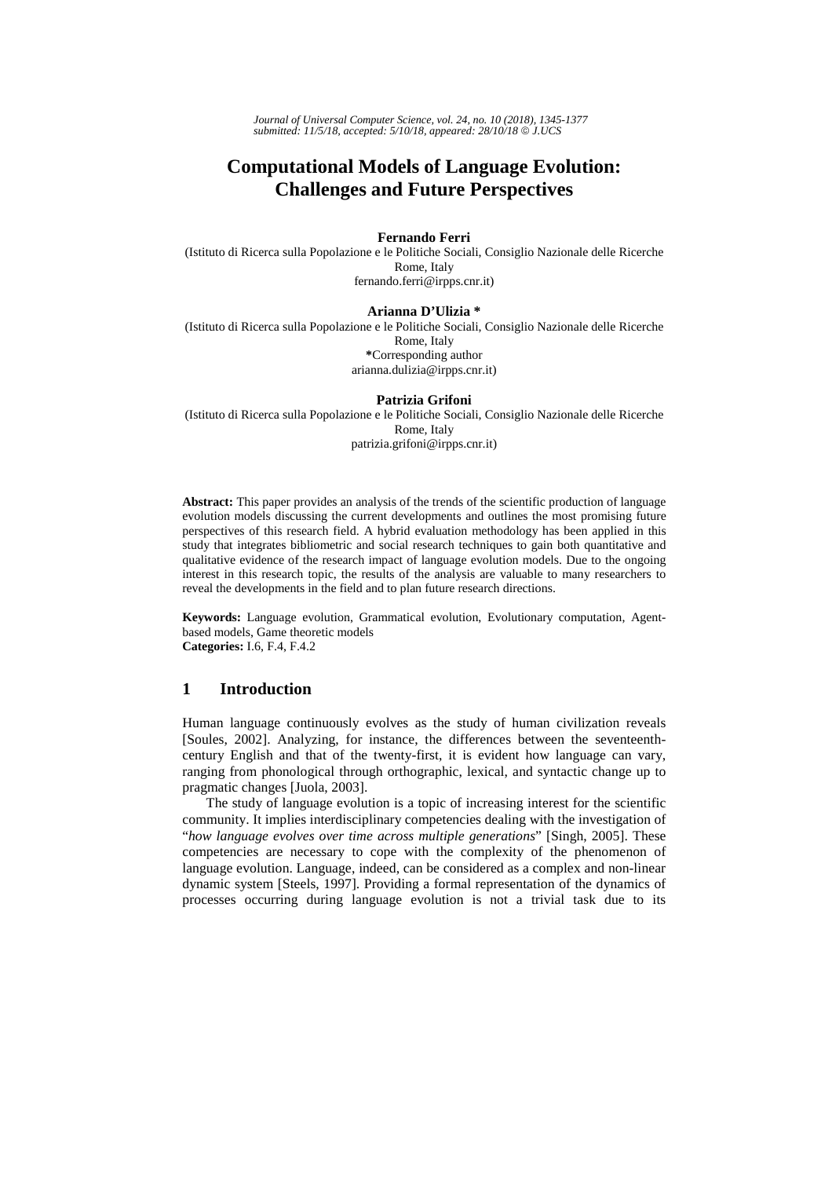# Computational Models of Language Evolution: Challenges and Future Perspectives

**Fernando Ferri**
(Istituto di Ricerca sulla Popolazione e le Politiche Sociali, Consiglio Nazionale delle Ricerche
Rome, Italy
fernando.ferri@irpps.cnr.it)

**Arianna D'Ulizia \***
(Istituto di Ricerca sulla Popolazione e le Politiche Sociali, Consiglio Nazionale delle Ricerche
Rome, Italy
**\***Corresponding author
arianna.dulizia@irpps.cnr.it)

**Patrizia Grifoni**
(Istituto di Ricerca sulla Popolazione e le Politiche Sociali, Consiglio Nazionale delle Ricerche
Rome, Italy
patrizia.grifoni@irpps.cnr.it)

**Abstract:** This paper provides an analysis of the trends of the scientific production of language evolution models discussing the current developments and outlines the most promising future perspectives of this research field. A hybrid evaluation methodology has been applied in this study that integrates bibliometric and social research techniques to gain both quantitative and qualitative evidence of the research impact of language evolution models. Due to the ongoing interest in this research topic, the results of the analysis are valuable to many researchers to reveal the developments in the field and to plan future research directions.

**Keywords:** Language evolution, Grammatical evolution, Evolutionary computation, Agent-based models, Game theoretic models
**Categories:** I.6, F.4, F.4.2

## 1 Introduction

Human language continuously evolves as the study of human civilization reveals [Soules, 2002]. Analyzing, for instance, the differences between the seventeenth-century English and that of the twenty-first, it is evident how language can vary, ranging from phonological through orthographic, lexical, and syntactic change up to pragmatic changes [Juola, 2003].

The study of language evolution is a topic of increasing interest for the scientific community. It implies interdisciplinary competencies dealing with the investigation of "*how language evolves over time across multiple generations*" [Singh, 2005]. These competencies are necessary to cope with the complexity of the phenomenon of language evolution. Language, indeed, can be considered as a complex and non-linear dynamic system [Steels, 1997]. Providing a formal representation of the dynamics of processes occurring during language evolution is not a trivial task due to its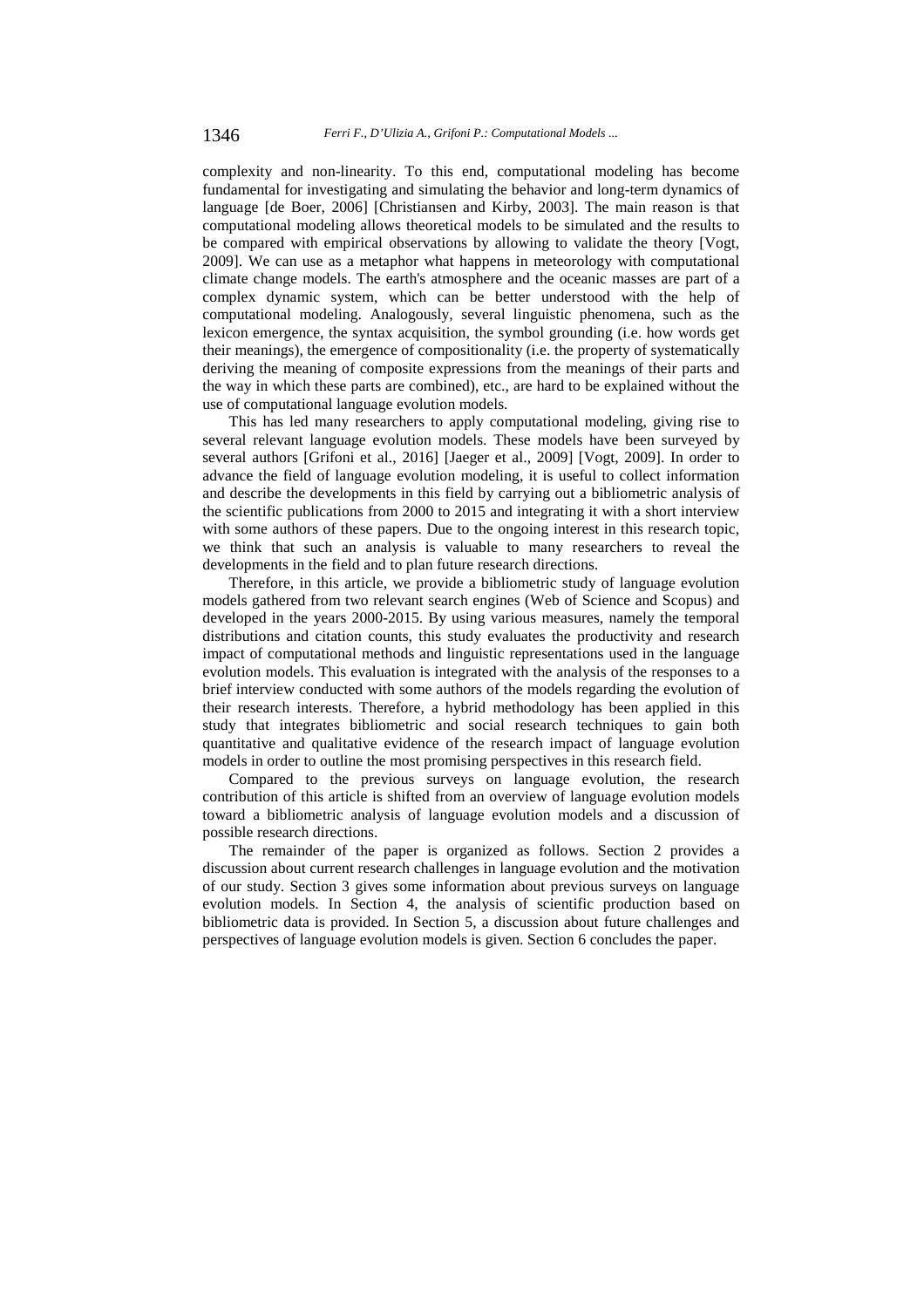complexity and non-linearity. To this end, computational modeling has become fundamental for investigating and simulating the behavior and long-term dynamics of language [de Boer, 2006] [Christiansen and Kirby, 2003]. The main reason is that computational modeling allows theoretical models to be simulated and the results to be compared with empirical observations by allowing to validate the theory [Vogt, 2009]. We can use as a metaphor what happens in meteorology with computational climate change models. The earth's atmosphere and the oceanic masses are part of a complex dynamic system, which can be better understood with the help of computational modeling. Analogously, several linguistic phenomena, such as the lexicon emergence, the syntax acquisition, the symbol grounding (i.e. how words get their meanings), the emergence of compositionality (i.e. the property of systematically deriving the meaning of composite expressions from the meanings of their parts and the way in which these parts are combined), etc., are hard to be explained without the use of computational language evolution models.

This has led many researchers to apply computational modeling, giving rise to several relevant language evolution models. These models have been surveyed by several authors [Grifoni et al., 2016] [Jaeger et al., 2009] [Vogt, 2009]. In order to advance the field of language evolution modeling, it is useful to collect information and describe the developments in this field by carrying out a bibliometric analysis of the scientific publications from 2000 to 2015 and integrating it with a short interview with some authors of these papers. Due to the ongoing interest in this research topic, we think that such an analysis is valuable to many researchers to reveal the developments in the field and to plan future research directions.

Therefore, in this article, we provide a bibliometric study of language evolution models gathered from two relevant search engines (Web of Science and Scopus) and developed in the years 2000-2015. By using various measures, namely the temporal distributions and citation counts, this study evaluates the productivity and research impact of computational methods and linguistic representations used in the language evolution models. This evaluation is integrated with the analysis of the responses to a brief interview conducted with some authors of the models regarding the evolution of their research interests. Therefore, a hybrid methodology has been applied in this study that integrates bibliometric and social research techniques to gain both quantitative and qualitative evidence of the research impact of language evolution models in order to outline the most promising perspectives in this research field.

Compared to the previous surveys on language evolution, the research contribution of this article is shifted from an overview of language evolution models toward a bibliometric analysis of language evolution models and a discussion of possible research directions.

The remainder of the paper is organized as follows. Section 2 provides a discussion about current research challenges in language evolution and the motivation of our study. Section 3 gives some information about previous surveys on language evolution models. In Section 4, the analysis of scientific production based on bibliometric data is provided. In Section 5, a discussion about future challenges and perspectives of language evolution models is given. Section 6 concludes the paper.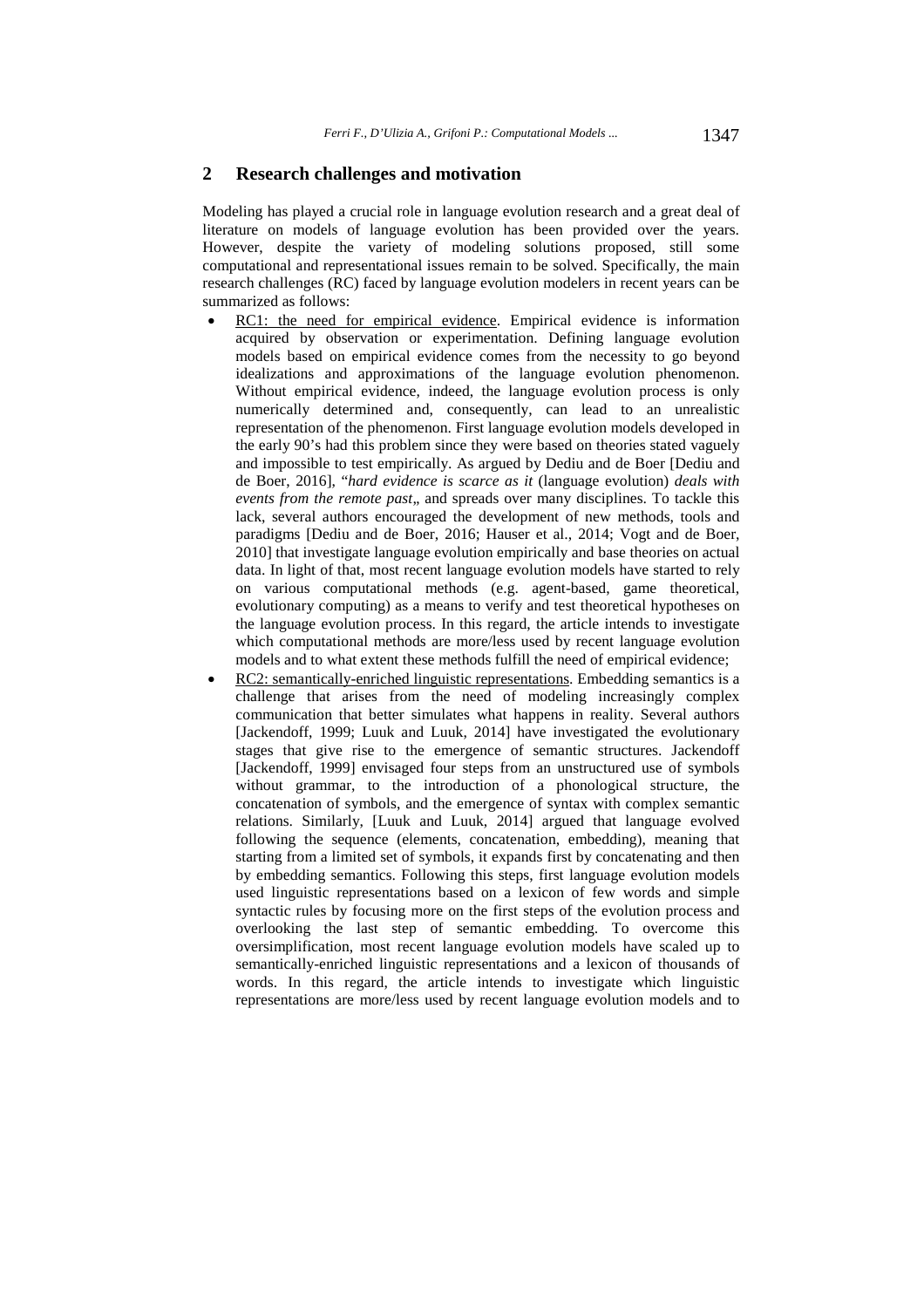## 2 Research challenges and motivation

Modeling has played a crucial role in language evolution research and a great deal of literature on models of language evolution has been provided over the years. However, despite the variety of modeling solutions proposed, still some computational and representational issues remain to be solved. Specifically, the main research challenges (RC) faced by language evolution modelers in recent years can be summarized as follows:

- RC1: the need for empirical evidence. Empirical evidence is information acquired by observation or experimentation. Defining language evolution models based on empirical evidence comes from the necessity to go beyond idealizations and approximations of the language evolution phenomenon. Without empirical evidence, indeed, the language evolution process is only numerically determined and, consequently, can lead to an unrealistic representation of the phenomenon. First language evolution models developed in the early 90's had this problem since they were based on theories stated vaguely and impossible to test empirically. As argued by Dediu and de Boer [Dediu and de Boer, 2016], "*hard evidence is scarce as it* (language evolution) *deals with events from the remote past*„ and spreads over many disciplines. To tackle this lack, several authors encouraged the development of new methods, tools and paradigms [Dediu and de Boer, 2016; Hauser et al., 2014; Vogt and de Boer, 2010] that investigate language evolution empirically and base theories on actual data. In light of that, most recent language evolution models have started to rely on various computational methods (e.g. agent-based, game theoretical, evolutionary computing) as a means to verify and test theoretical hypotheses on the language evolution process. In this regard, the article intends to investigate which computational methods are more/less used by recent language evolution models and to what extent these methods fulfill the need of empirical evidence;
- RC2: semantically-enriched linguistic representations. Embedding semantics is a challenge that arises from the need of modeling increasingly complex communication that better simulates what happens in reality. Several authors [Jackendoff, 1999; Luuk and Luuk, 2014] have investigated the evolutionary stages that give rise to the emergence of semantic structures. Jackendoff [Jackendoff, 1999] envisaged four steps from an unstructured use of symbols without grammar, to the introduction of a phonological structure, the concatenation of symbols, and the emergence of syntax with complex semantic relations. Similarly, [Luuk and Luuk, 2014] argued that language evolved following the sequence (elements, concatenation, embedding), meaning that starting from a limited set of symbols, it expands first by concatenating and then by embedding semantics. Following this steps, first language evolution models used linguistic representations based on a lexicon of few words and simple syntactic rules by focusing more on the first steps of the evolution process and overlooking the last step of semantic embedding. To overcome this oversimplification, most recent language evolution models have scaled up to semantically-enriched linguistic representations and a lexicon of thousands of words. In this regard, the article intends to investigate which linguistic representations are more/less used by recent language evolution models and to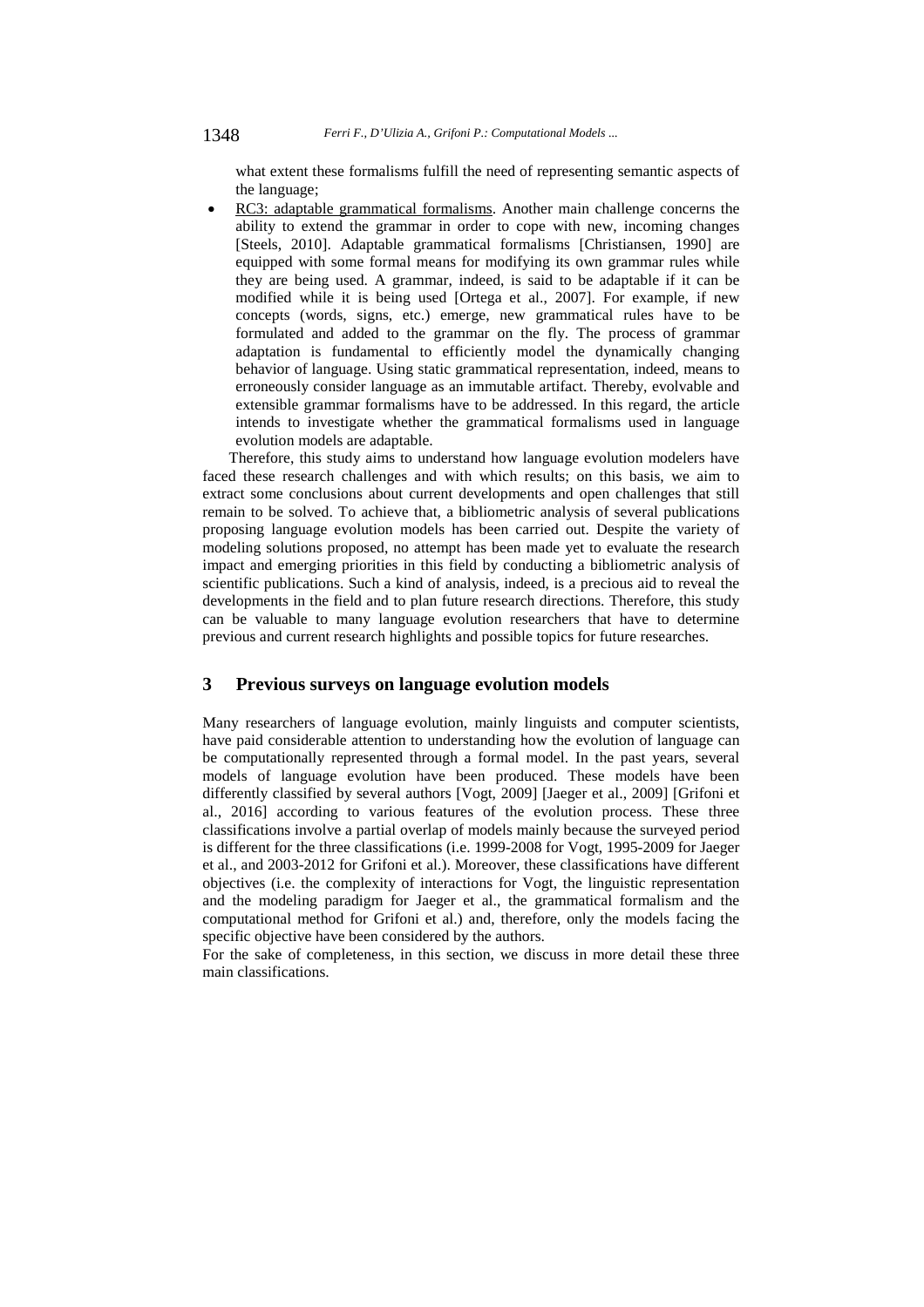what extent these formalisms fulfill the need of representing semantic aspects of the language;

- RC3: adaptable grammatical formalisms. Another main challenge concerns the ability to extend the grammar in order to cope with new, incoming changes [Steels, 2010]. Adaptable grammatical formalisms [Christiansen, 1990] are equipped with some formal means for modifying its own grammar rules while they are being used. A grammar, indeed, is said to be adaptable if it can be modified while it is being used [Ortega et al., 2007]. For example, if new concepts (words, signs, etc.) emerge, new grammatical rules have to be formulated and added to the grammar on the fly. The process of grammar adaptation is fundamental to efficiently model the dynamically changing behavior of language. Using static grammatical representation, indeed, means to erroneously consider language as an immutable artifact. Thereby, evolvable and extensible grammar formalisms have to be addressed. In this regard, the article intends to investigate whether the grammatical formalisms used in language evolution models are adaptable.

Therefore, this study aims to understand how language evolution modelers have faced these research challenges and with which results; on this basis, we aim to extract some conclusions about current developments and open challenges that still remain to be solved. To achieve that, a bibliometric analysis of several publications proposing language evolution models has been carried out. Despite the variety of modeling solutions proposed, no attempt has been made yet to evaluate the research impact and emerging priorities in this field by conducting a bibliometric analysis of scientific publications. Such a kind of analysis, indeed, is a precious aid to reveal the developments in the field and to plan future research directions. Therefore, this study can be valuable to many language evolution researchers that have to determine previous and current research highlights and possible topics for future researches.

## 3 Previous surveys on language evolution models

Many researchers of language evolution, mainly linguists and computer scientists, have paid considerable attention to understanding how the evolution of language can be computationally represented through a formal model. In the past years, several models of language evolution have been produced. These models have been differently classified by several authors [Vogt, 2009] [Jaeger et al., 2009] [Grifoni et al., 2016] according to various features of the evolution process. These three classifications involve a partial overlap of models mainly because the surveyed period is different for the three classifications (i.e. 1999-2008 for Vogt, 1995-2009 for Jaeger et al., and 2003-2012 for Grifoni et al.). Moreover, these classifications have different objectives (i.e. the complexity of interactions for Vogt, the linguistic representation and the modeling paradigm for Jaeger et al., the grammatical formalism and the computational method for Grifoni et al.) and, therefore, only the models facing the specific objective have been considered by the authors.

For the sake of completeness, in this section, we discuss in more detail these three main classifications.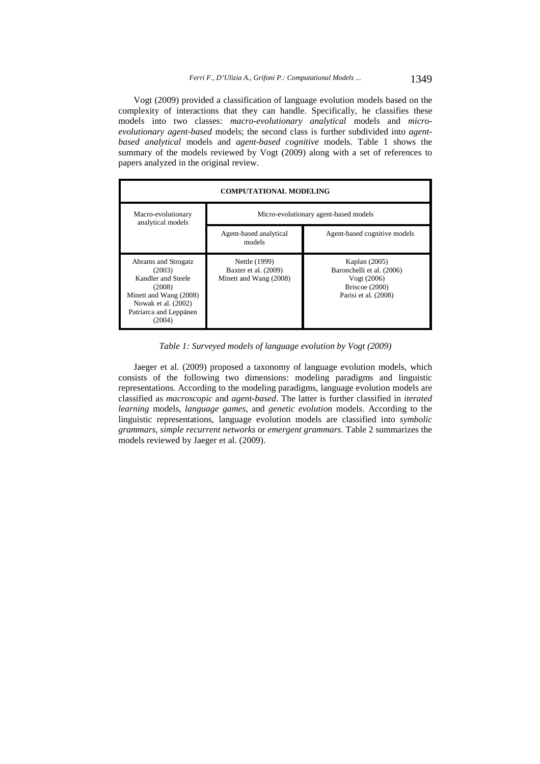Vogt (2009) provided a classification of language evolution models based on the complexity of interactions that they can handle. Specifically, he classifies these models into two classes: *macro-evolutionary analytical* models and *micro-evolutionary agent-based* models; the second class is further subdivided into *agent-based analytical* models and *agent-based cognitive* models. Table 1 shows the summary of the models reviewed by Vogt (2009) along with a set of references to papers analyzed in the original review.

| **COMPUTATIONAL MODELING** | | |
|---|---|---|
| Macro-evolutionary analytical models | Micro-evolutionary agent-based models | |
| | Agent-based analytical models | Agent-based cognitive models |
| Abrams and Strogatz (2003)<br>Kandler and Steele (2008)<br>Minett and Wang (2008)<br>Nowak et al. (2002)<br>Patriarca and Leppänen (2004) | Nettle (1999)<br>Baxter et al. (2009)<br>Minett and Wang (2008) | Kaplan (2005)<br>Baronchelli et al. (2006)<br>Vogt (2006)<br>Briscoe (2000)<br>Parisi et al. (2008) |

*Table 1: Surveyed models of language evolution by Vogt (2009)*

Jaeger et al. (2009) proposed a taxonomy of language evolution models, which consists of the following two dimensions: modeling paradigms and linguistic representations. According to the modeling paradigms, language evolution models are classified as *macroscopic* and *agent-based*. The latter is further classified in *iterated learning* models, *language games*, and *genetic evolution* models. According to the linguistic representations, language evolution models are classified into *symbolic grammars*, *simple recurrent networks* or *emergent grammars*. Table 2 summarizes the models reviewed by Jaeger et al. (2009).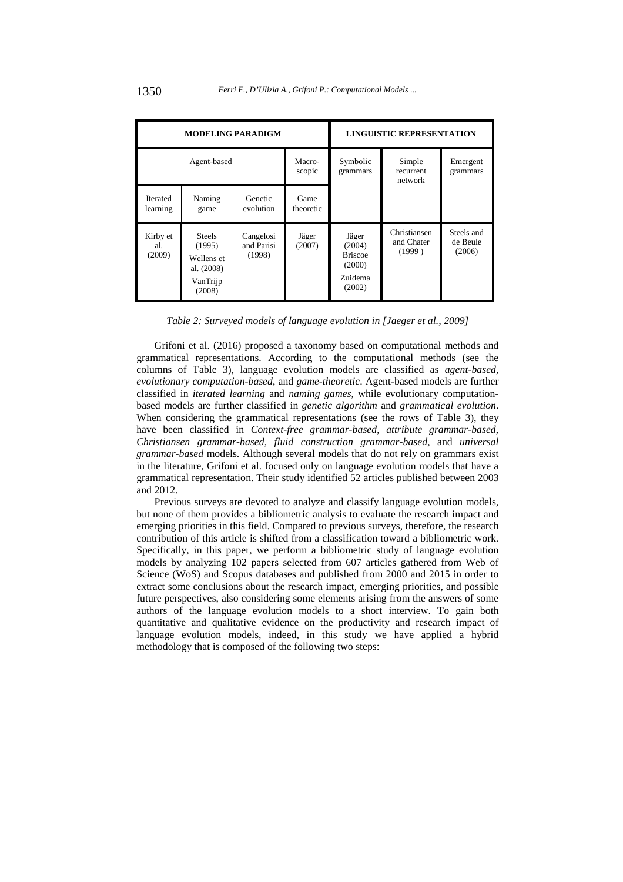| MODELING PARADIGM | | | | LINGUISTIC REPRESENTATION | | |
|---|---|---|---|---|---|---|
| Agent-based | | | Macro-scopic | Symbolic grammars | Simple recurrent network | Emergent grammars |
| Iterated learning | Naming game | Genetic evolution | Game theoretic | | | |
| Kirby et al. (2009) | Steels (1995) Wellens et al. (2008) VanTrijp (2008) | Cangelosi and Parisi (1998) | Jäger (2007) | Jäger (2004) Briscoe (2000) Zuidema (2002) | Christiansen and Chater (1999 ) | Steels and de Beule (2006) |

*Table 2: Surveyed models of language evolution in [Jaeger et al., 2009]*

Grifoni et al. (2016) proposed a taxonomy based on computational methods and grammatical representations. According to the computational methods (see the columns of Table 3), language evolution models are classified as *agent-based*, *evolutionary computation-based*, and *game-theoretic*. Agent-based models are further classified in *iterated learning* and *naming games*, while evolutionary computation-based models are further classified in *genetic algorithm* and *grammatical evolution*. When considering the grammatical representations (see the rows of Table 3), they have been classified in *Context-free grammar-based*, *attribute grammar-based*, *Christiansen grammar-based*, *fluid construction grammar-based*, and *universal grammar-based* models. Although several models that do not rely on grammars exist in the literature, Grifoni et al. focused only on language evolution models that have a grammatical representation. Their study identified 52 articles published between 2003 and 2012.

Previous surveys are devoted to analyze and classify language evolution models, but none of them provides a bibliometric analysis to evaluate the research impact and emerging priorities in this field. Compared to previous surveys, therefore, the research contribution of this article is shifted from a classification toward a bibliometric work. Specifically, in this paper, we perform a bibliometric study of language evolution models by analyzing 102 papers selected from 607 articles gathered from Web of Science (WoS) and Scopus databases and published from 2000 and 2015 in order to extract some conclusions about the research impact, emerging priorities, and possible future perspectives, also considering some elements arising from the answers of some authors of the language evolution models to a short interview. To gain both quantitative and qualitative evidence on the productivity and research impact of language evolution models, indeed, in this study we have applied a hybrid methodology that is composed of the following two steps: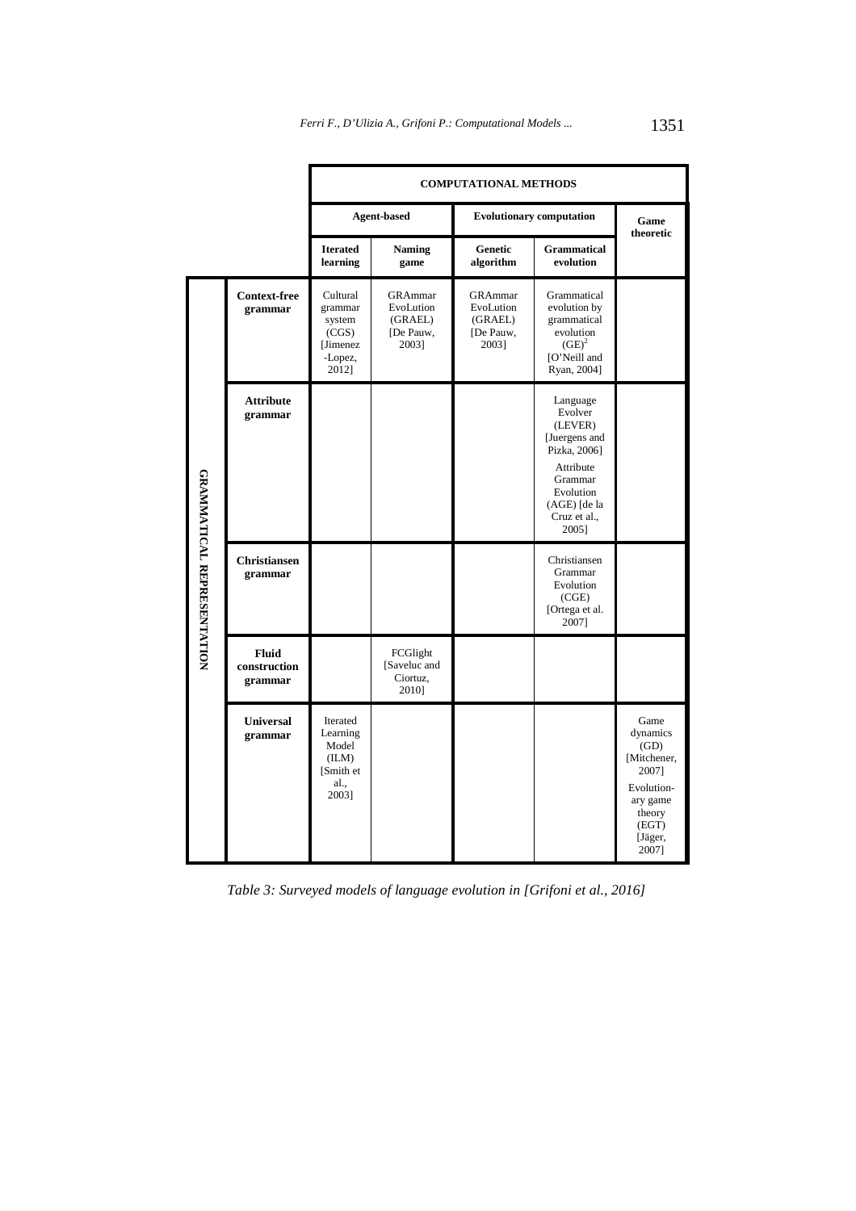| | | COMPUTATIONAL METHODS | | | | |
|---|---|---|---|---|---|---|
| | | Agent-based | | Evolutionary computation | | Game theoretic |
| | | Iterated learning | Naming game | Genetic algorithm | Grammatical evolution | |
| GRAMMATICAL REPRESENTATION | Context-free grammar | Cultural grammar system (CGS) [Jimenez-Lopez, 2012] | GRAmmar EvoLution (GRAEL) [De Pauw, 2003] | GRAmmar EvoLution (GRAEL) [De Pauw, 2003] | Grammatical evolution by grammatical evolution $(GE)^2$ [O'Neill and Ryan, 2004] | |
| | Attribute grammar | | | | Language Evolver (LEVER) [Juergens and Pizka, 2006] Attribute Grammar Evolution (AGE) [de la Cruz et al., 2005] | |
| | Christiansen grammar | | | | Christiansen Grammar Evolution (CGE) [Ortega et al. 2007] | |
| | Fluid construction grammar | | FCGlight [Saveluc and Ciortuz, 2010] | | | |
| | Universal grammar | Iterated Learning Model (ILM) [Smith et al., 2003] | | | | Game dynamics (GD) [Mitchener, 2007] Evolution-ary game theory (EGT) [Jäger, 2007] |

*Table 3: Surveyed models of language evolution in [Grifoni et al., 2016]*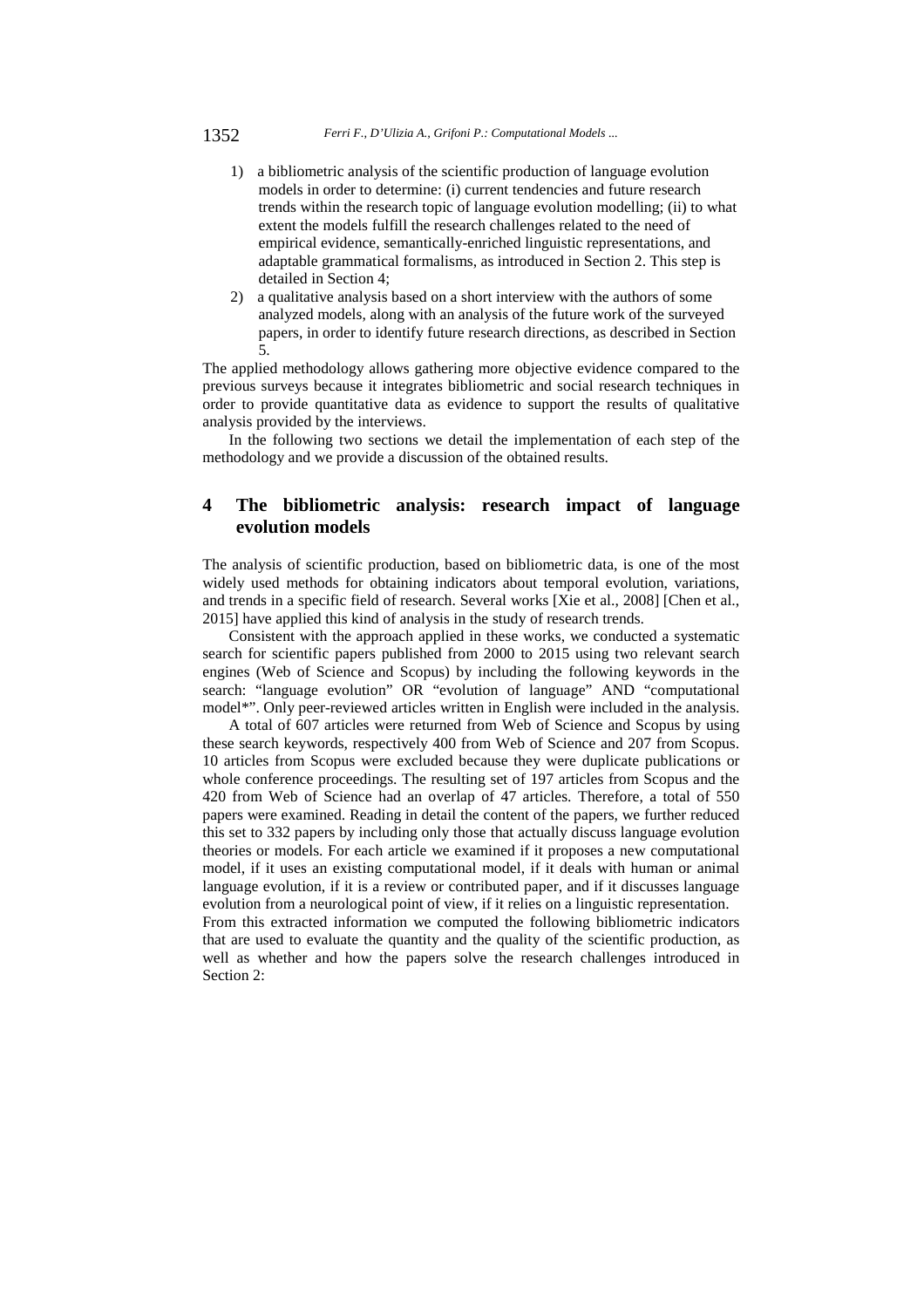1) a bibliometric analysis of the scientific production of language evolution models in order to determine: (i) current tendencies and future research trends within the research topic of language evolution modelling; (ii) to what extent the models fulfill the research challenges related to the need of empirical evidence, semantically-enriched linguistic representations, and adaptable grammatical formalisms, as introduced in Section 2. This step is detailed in Section 4;
2) a qualitative analysis based on a short interview with the authors of some analyzed models, along with an analysis of the future work of the surveyed papers, in order to identify future research directions, as described in Section 5.

The applied methodology allows gathering more objective evidence compared to the previous surveys because it integrates bibliometric and social research techniques in order to provide quantitative data as evidence to support the results of qualitative analysis provided by the interviews.

In the following two sections we detail the implementation of each step of the methodology and we provide a discussion of the obtained results.

## 4 The bibliometric analysis: research impact of language evolution models

The analysis of scientific production, based on bibliometric data, is one of the most widely used methods for obtaining indicators about temporal evolution, variations, and trends in a specific field of research. Several works [Xie et al., 2008] [Chen et al., 2015] have applied this kind of analysis in the study of research trends.

Consistent with the approach applied in these works, we conducted a systematic search for scientific papers published from 2000 to 2015 using two relevant search engines (Web of Science and Scopus) by including the following keywords in the search: "language evolution" OR "evolution of language" AND "computational model*". Only peer-reviewed articles written in English were included in the analysis.

A total of 607 articles were returned from Web of Science and Scopus by using these search keywords, respectively 400 from Web of Science and 207 from Scopus. 10 articles from Scopus were excluded because they were duplicate publications or whole conference proceedings. The resulting set of 197 articles from Scopus and the 420 from Web of Science had an overlap of 47 articles. Therefore, a total of 550 papers were examined. Reading in detail the content of the papers, we further reduced this set to 332 papers by including only those that actually discuss language evolution theories or models. For each article we examined if it proposes a new computational model, if it uses an existing computational model, if it deals with human or animal language evolution, if it is a review or contributed paper, and if it discusses language evolution from a neurological point of view, if it relies on a linguistic representation.

From this extracted information we computed the following bibliometric indicators that are used to evaluate the quantity and the quality of the scientific production, as well as whether and how the papers solve the research challenges introduced in Section 2: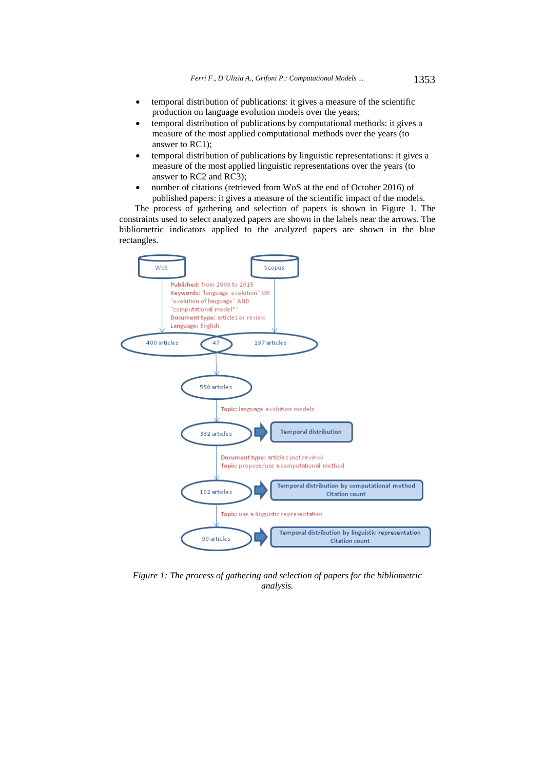- temporal distribution of publications: it gives a measure of the scientific production on language evolution models over the years;
- temporal distribution of publications by computational methods: it gives a measure of the most applied computational methods over the years (to answer to RC1);
- temporal distribution of publications by linguistic representations: it gives a measure of the most applied linguistic representations over the years (to answer to RC2 and RC3);
- number of citations (retrieved from WoS at the end of October 2016) of published papers: it gives a measure of the scientific impact of the models.

The process of gathering and selection of papers is shown in Figure 1. The constraints used to select analyzed papers are shown in the labels near the arrows. The bibliometric indicators applied to the analyzed papers are shown in the blue rectangles.

WoS | Scopus

**Published:** from 2000 to 2015
**Keywords:** "language evolution" OR "evolution of language" AND "computational model*"
**Document type:** articles or review
**Language:** English

400 articles | 47 | 197 articles

550 articles

**Topic:** language evolution models

332 articles → Temporal distribution

**Document type:** articles (not review)
**Topic:** propose/use a computational method

102 articles → Temporal distribution by computational method; Citation count

**Topic:** use a linguistic representation

90 articles → Temporal distribution by linguistic representation; Citation count

*Figure 1: The process of gathering and selection of papers for the bibliometric analysis.*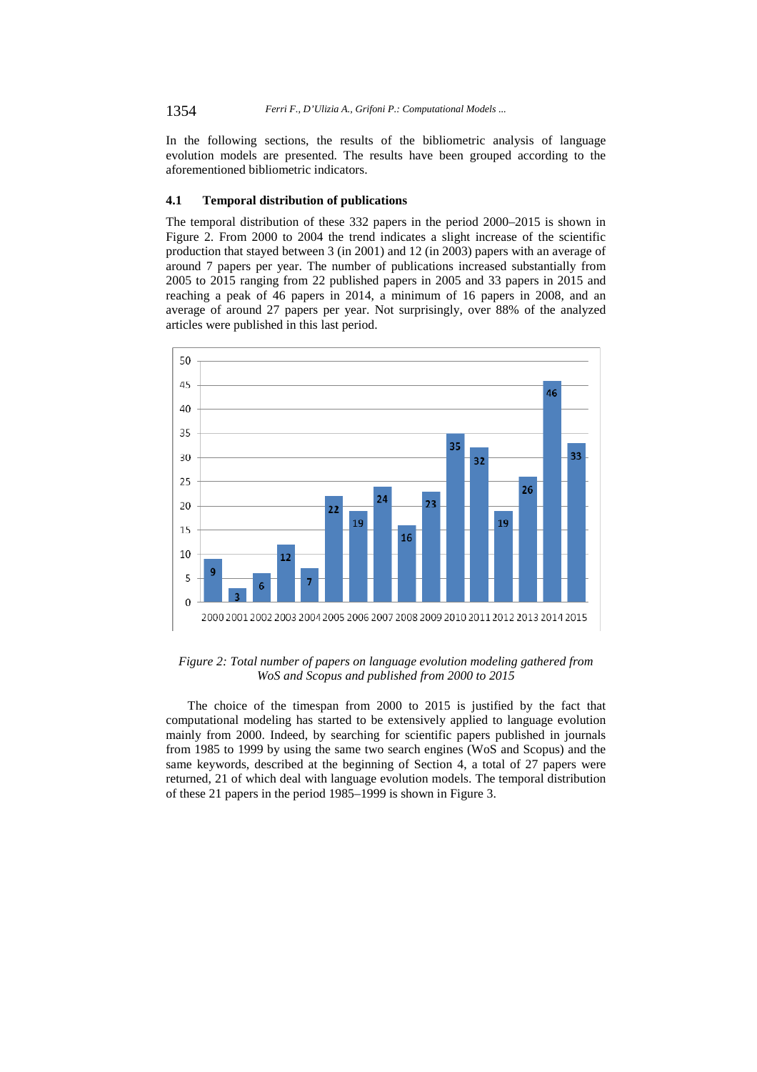In the following sections, the results of the bibliometric analysis of language evolution models are presented. The results have been grouped according to the aforementioned bibliometric indicators.

### 4.1 Temporal distribution of publications

The temporal distribution of these 332 papers in the period 2000–2015 is shown in Figure 2. From 2000 to 2004 the trend indicates a slight increase of the scientific production that stayed between 3 (in 2001) and 12 (in 2003) papers with an average of around 7 papers per year. The number of publications increased substantially from 2005 to 2015 ranging from 22 published papers in 2005 and 33 papers in 2015 and reaching a peak of 46 papers in 2014, a minimum of 16 papers in 2008, and an average of around 27 papers per year. Not surprisingly, over 88% of the analyzed articles were published in this last period.

| Year | 2000 | 2001 | 2002 | 2003 | 2004 | 2005 | 2006 | 2007 | 2008 | 2009 | 2010 | 2011 | 2012 | 2013 | 2014 | 2015 |
|---|---|---|---|---|---|---|---|---|---|---|---|---|---|---|---|---|
| Papers | 9 | 3 | 6 | 12 | 7 | 22 | 19 | 24 | 16 | 23 | 35 | 32 | 19 | 26 | 46 | 33 |

*Figure 2: Total number of papers on language evolution modeling gathered from WoS and Scopus and published from 2000 to 2015*

The choice of the timespan from 2000 to 2015 is justified by the fact that computational modeling has started to be extensively applied to language evolution mainly from 2000. Indeed, by searching for scientific papers published in journals from 1985 to 1999 by using the same two search engines (WoS and Scopus) and the same keywords, described at the beginning of Section 4, a total of 27 papers were returned, 21 of which deal with language evolution models. The temporal distribution of these 21 papers in the period 1985–1999 is shown in Figure 3.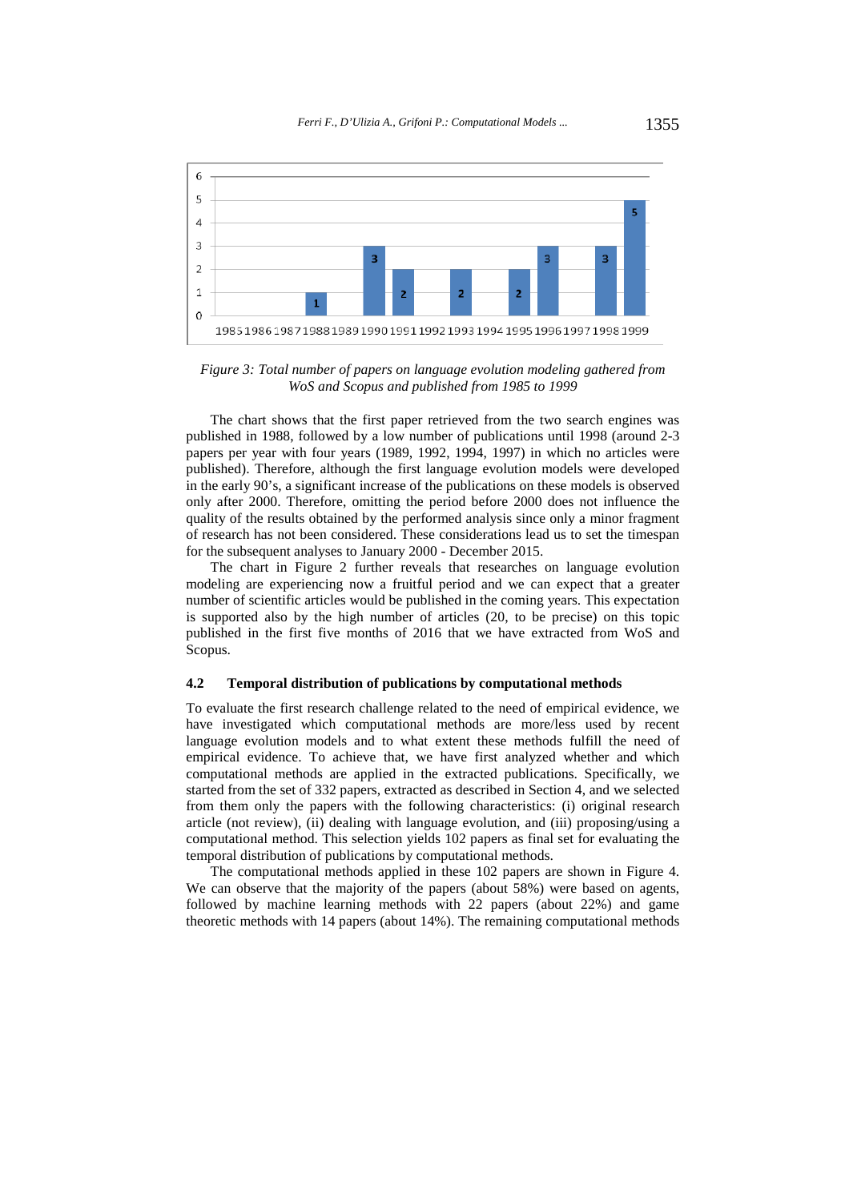*Figure 3: Total number of papers on language evolution modeling gathered from WoS and Scopus and published from 1985 to 1999*

The chart shows that the first paper retrieved from the two search engines was published in 1988, followed by a low number of publications until 1998 (around 2-3 papers per year with four years (1989, 1992, 1994, 1997) in which no articles were published). Therefore, although the first language evolution models were developed in the early 90's, a significant increase of the publications on these models is observed only after 2000. Therefore, omitting the period before 2000 does not influence the quality of the results obtained by the performed analysis since only a minor fragment of research has not been considered. These considerations lead us to set the timespan for the subsequent analyses to January 2000 - December 2015.

The chart in Figure 2 further reveals that researches on language evolution modeling are experiencing now a fruitful period and we can expect that a greater number of scientific articles would be published in the coming years. This expectation is supported also by the high number of articles (20, to be precise) on this topic published in the first five months of 2016 that we have extracted from WoS and Scopus.

### 4.2 Temporal distribution of publications by computational methods

To evaluate the first research challenge related to the need of empirical evidence, we have investigated which computational methods are more/less used by recent language evolution models and to what extent these methods fulfill the need of empirical evidence. To achieve that, we have first analyzed whether and which computational methods are applied in the extracted publications. Specifically, we started from the set of 332 papers, extracted as described in Section 4, and we selected from them only the papers with the following characteristics: (i) original research article (not review), (ii) dealing with language evolution, and (iii) proposing/using a computational method. This selection yields 102 papers as final set for evaluating the temporal distribution of publications by computational methods.

The computational methods applied in these 102 papers are shown in Figure 4. We can observe that the majority of the papers (about 58%) were based on agents, followed by machine learning methods with 22 papers (about 22%) and game theoretic methods with 14 papers (about 14%). The remaining computational methods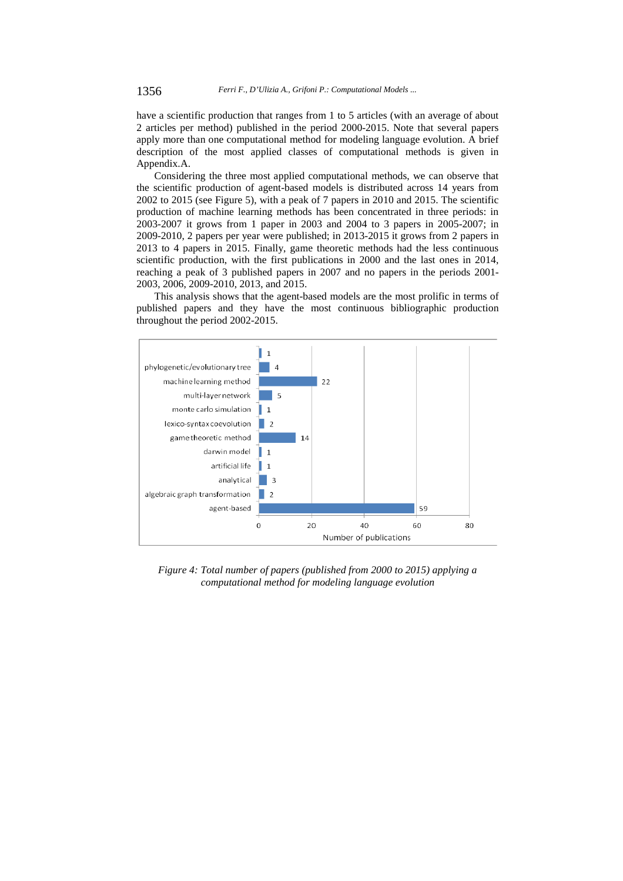have a scientific production that ranges from 1 to 5 articles (with an average of about 2 articles per method) published in the period 2000-2015. Note that several papers apply more than one computational method for modeling language evolution. A brief description of the most applied classes of computational methods is given in Appendix.A.

Considering the three most applied computational methods, we can observe that the scientific production of agent-based models is distributed across 14 years from 2002 to 2015 (see Figure 5), with a peak of 7 papers in 2010 and 2015. The scientific production of machine learning methods has been concentrated in three periods: in 2003-2007 it grows from 1 paper in 2003 and 2004 to 3 papers in 2005-2007; in 2009-2010, 2 papers per year were published; in 2013-2015 it grows from 2 papers in 2013 to 4 papers in 2015. Finally, game theoretic methods had the less continuous scientific production, with the first publications in 2000 and the last ones in 2014, reaching a peak of 3 published papers in 2007 and no papers in the periods 2001-2003, 2006, 2009-2010, 2013, and 2015.

This analysis shows that the agent-based models are the most prolific in terms of published papers and they have the most continuous bibliographic production throughout the period 2002-2015.

| Computational method | Number of publications |
| --- | --- |
| (unlabeled) | 1 |
| phylogenetic/evolutionary tree | 4 |
| machine learning method | 22 |
| multi-layer network | 5 |
| monte carlo simulation | 1 |
| lexico-syntax coevolution | 2 |
| game theoretic method | 14 |
| darwin model | 1 |
| artificial life | 1 |
| analytical | 3 |
| algebraic graph transformation | 2 |
| agent-based | 59 |

*Figure 4: Total number of papers (published from 2000 to 2015) applying a computational method for modeling language evolution*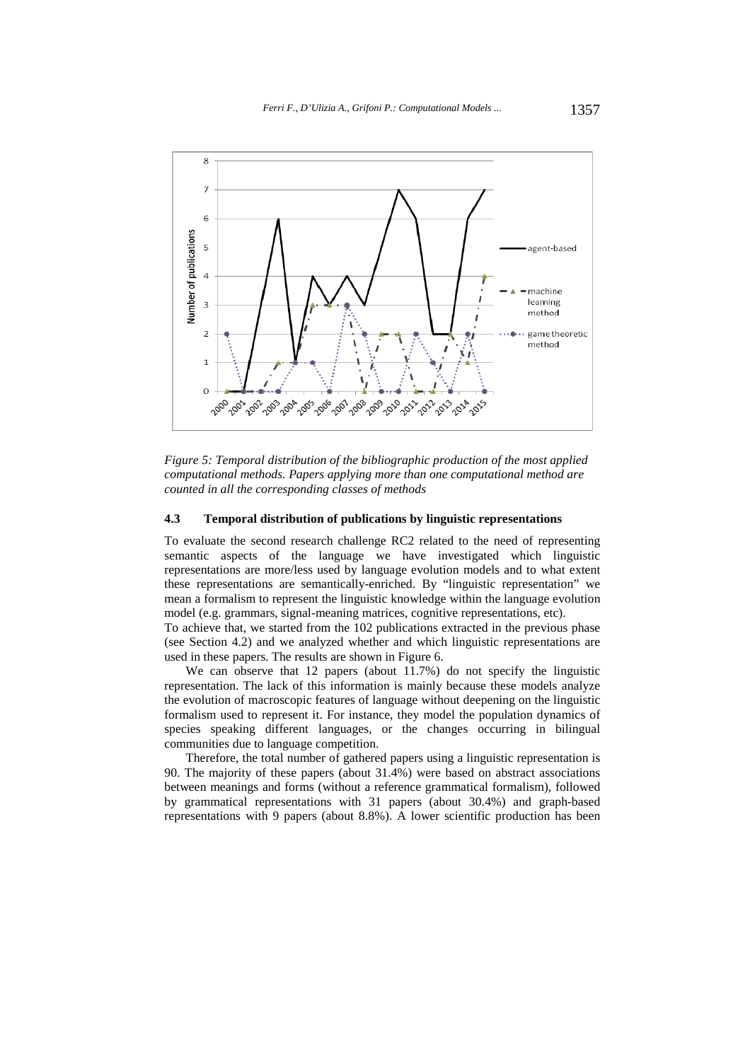*Figure 5: Temporal distribution of the bibliographic production of the most applied computational methods. Papers applying more than one computational method are counted in all the corresponding classes of methods*

### 4.3 Temporal distribution of publications by linguistic representations

To evaluate the second research challenge RC2 related to the need of representing semantic aspects of the language we have investigated which linguistic representations are more/less used by language evolution models and to what extent these representations are semantically-enriched. By "linguistic representation" we mean a formalism to represent the linguistic knowledge within the language evolution model (e.g. grammars, signal-meaning matrices, cognitive representations, etc).

To achieve that, we started from the 102 publications extracted in the previous phase (see Section 4.2) and we analyzed whether and which linguistic representations are used in these papers. The results are shown in Figure 6.

We can observe that 12 papers (about 11.7%) do not specify the linguistic representation. The lack of this information is mainly because these models analyze the evolution of macroscopic features of language without deepening on the linguistic formalism used to represent it. For instance, they model the population dynamics of species speaking different languages, or the changes occurring in bilingual communities due to language competition.

Therefore, the total number of gathered papers using a linguistic representation is 90. The majority of these papers (about 31.4%) were based on abstract associations between meanings and forms (without a reference grammatical formalism), followed by grammatical representations with 31 papers (about 30.4%) and graph-based representations with 9 papers (about 8.8%). A lower scientific production has been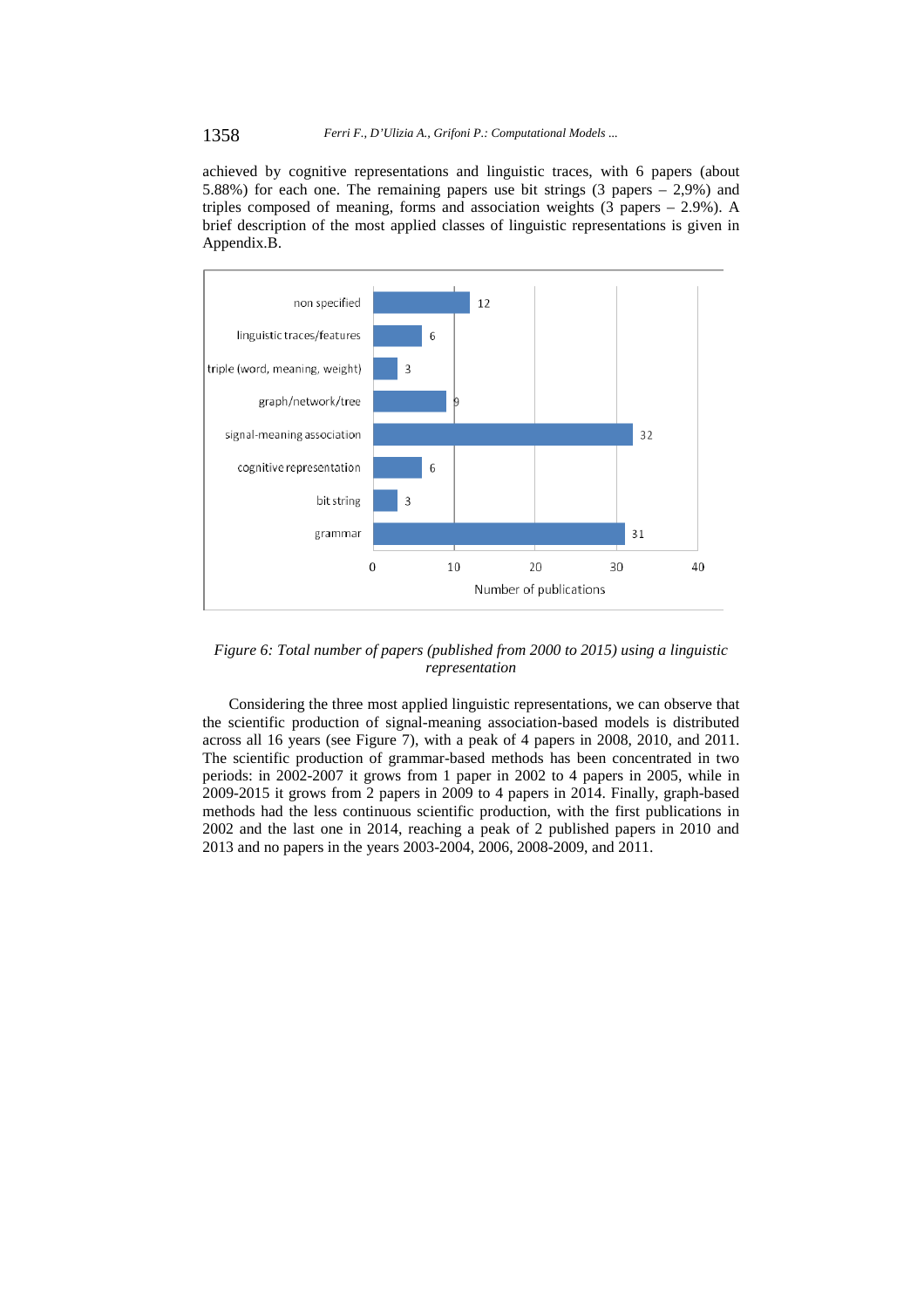achieved by cognitive representations and linguistic traces, with 6 papers (about 5.88%) for each one. The remaining papers use bit strings (3 papers – 2,9%) and triples composed of meaning, forms and association weights (3 papers – 2.9%). A brief description of the most applied classes of linguistic representations is given in Appendix.B.

*Figure 6: Total number of papers (published from 2000 to 2015) using a linguistic representation*

Considering the three most applied linguistic representations, we can observe that the scientific production of signal-meaning association-based models is distributed across all 16 years (see Figure 7), with a peak of 4 papers in 2008, 2010, and 2011. The scientific production of grammar-based methods has been concentrated in two periods: in 2002-2007 it grows from 1 paper in 2002 to 4 papers in 2005, while in 2009-2015 it grows from 2 papers in 2009 to 4 papers in 2014. Finally, graph-based methods had the less continuous scientific production, with the first publications in 2002 and the last one in 2014, reaching a peak of 2 published papers in 2010 and 2013 and no papers in the years 2003-2004, 2006, 2008-2009, and 2011.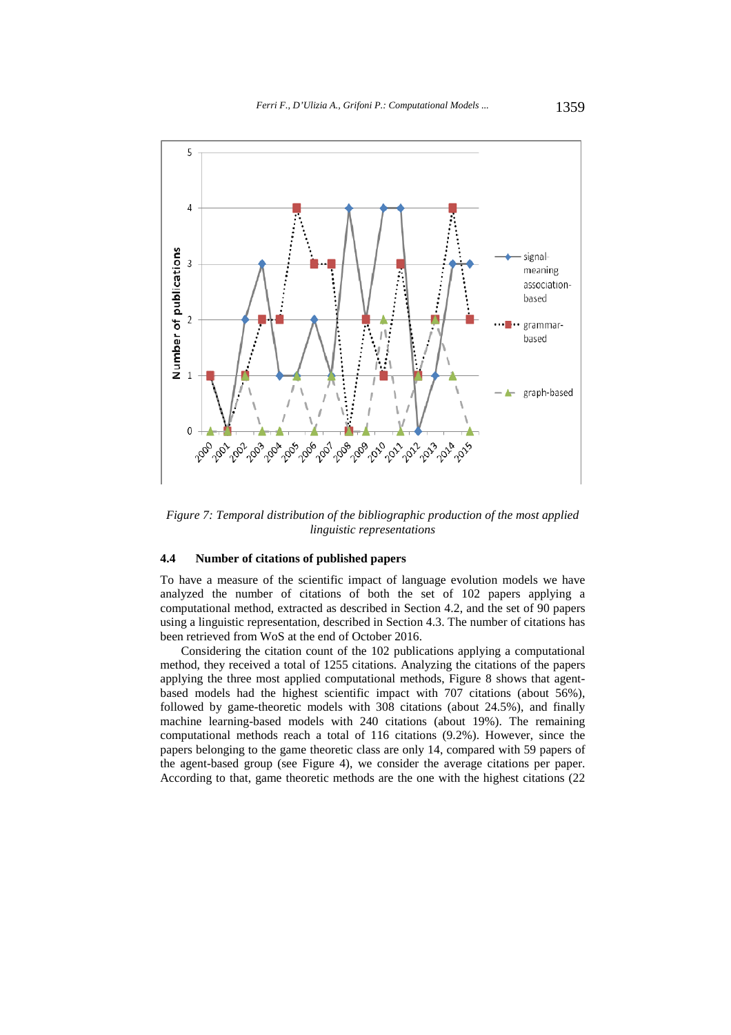*Figure 7: Temporal distribution of the bibliographic production of the most applied linguistic representations*

### 4.4 Number of citations of published papers

To have a measure of the scientific impact of language evolution models we have analyzed the number of citations of both the set of 102 papers applying a computational method, extracted as described in Section 4.2, and the set of 90 papers using a linguistic representation, described in Section 4.3. The number of citations has been retrieved from WoS at the end of October 2016.

Considering the citation count of the 102 publications applying a computational method, they received a total of 1255 citations. Analyzing the citations of the papers applying the three most applied computational methods, Figure 8 shows that agent-based models had the highest scientific impact with 707 citations (about 56%), followed by game-theoretic models with 308 citations (about 24.5%), and finally machine learning-based models with 240 citations (about 19%). The remaining computational methods reach a total of 116 citations (9.2%). However, since the papers belonging to the game theoretic class are only 14, compared with 59 papers of the agent-based group (see Figure 4), we consider the average citations per paper. According to that, game theoretic methods are the one with the highest citations (22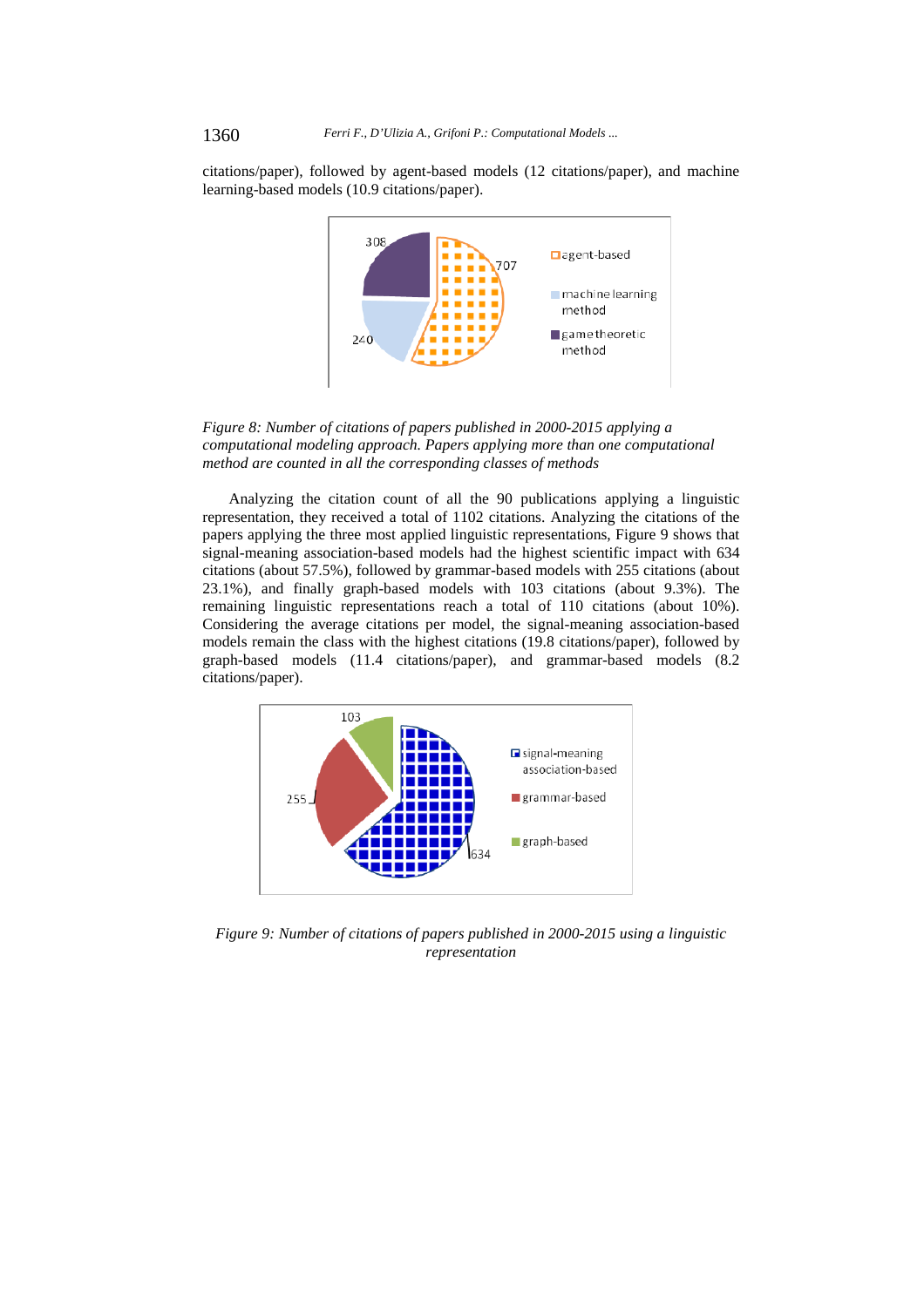citations/paper), followed by agent-based models (12 citations/paper), and machine learning-based models (10.9 citations/paper).

*Figure 8: Number of citations of papers published in 2000-2015 applying a computational modeling approach. Papers applying more than one computational method are counted in all the corresponding classes of methods*

Analyzing the citation count of all the 90 publications applying a linguistic representation, they received a total of 1102 citations. Analyzing the citations of the papers applying the three most applied linguistic representations, Figure 9 shows that signal-meaning association-based models had the highest scientific impact with 634 citations (about 57.5%), followed by grammar-based models with 255 citations (about 23.1%), and finally graph-based models with 103 citations (about 9.3%). The remaining linguistic representations reach a total of 110 citations (about 10%). Considering the average citations per model, the signal-meaning association-based models remain the class with the highest citations (19.8 citations/paper), followed by graph-based models (11.4 citations/paper), and grammar-based models (8.2 citations/paper).

*Figure 9: Number of citations of papers published in 2000-2015 using a linguistic representation*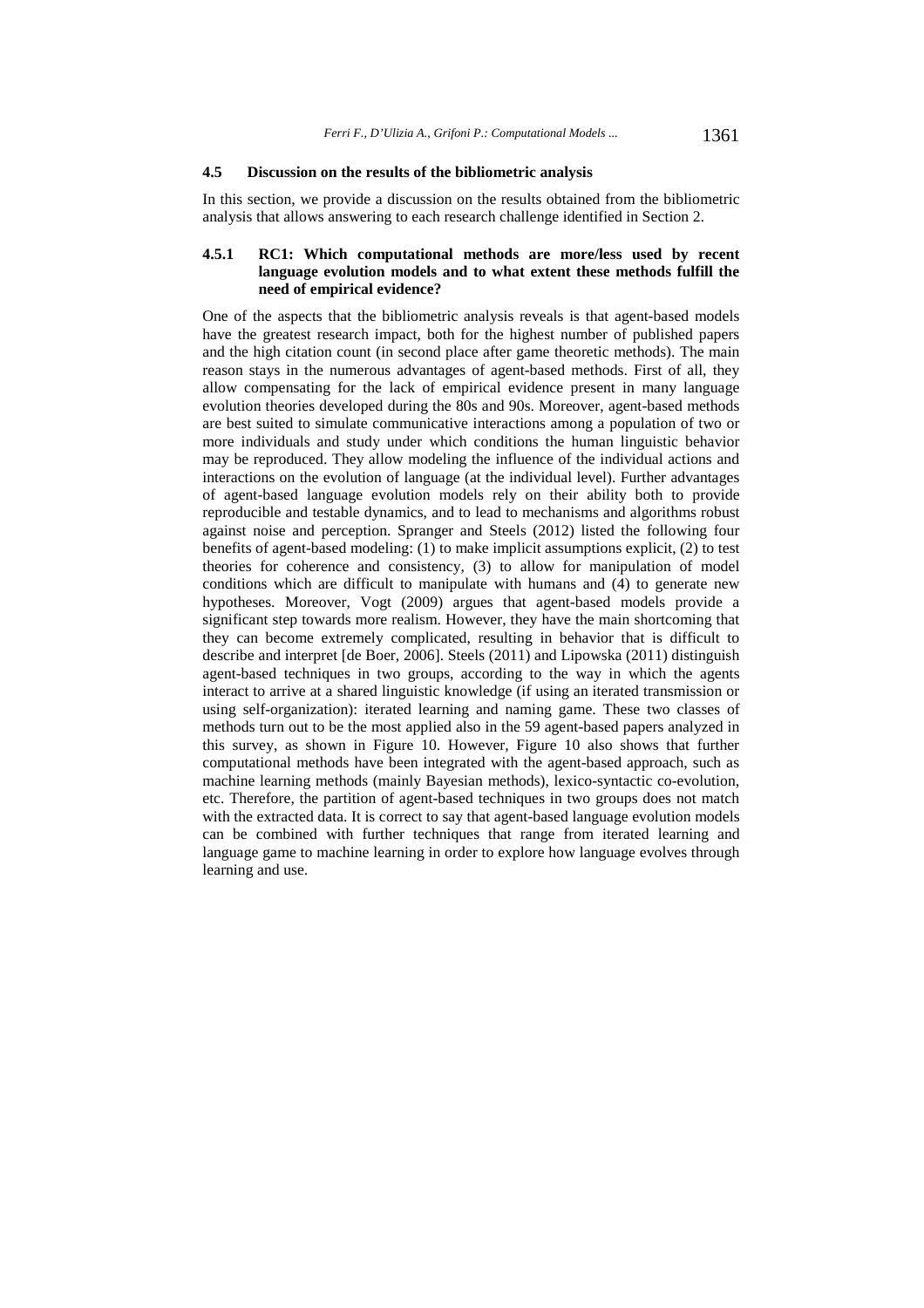### 4.5 Discussion on the results of the bibliometric analysis

In this section, we provide a discussion on the results obtained from the bibliometric analysis that allows answering to each research challenge identified in Section 2.

#### 4.5.1 RC1: Which computational methods are more/less used by recent language evolution models and to what extent these methods fulfill the need of empirical evidence?

One of the aspects that the bibliometric analysis reveals is that agent-based models have the greatest research impact, both for the highest number of published papers and the high citation count (in second place after game theoretic methods). The main reason stays in the numerous advantages of agent-based methods. First of all, they allow compensating for the lack of empirical evidence present in many language evolution theories developed during the 80s and 90s. Moreover, agent-based methods are best suited to simulate communicative interactions among a population of two or more individuals and study under which conditions the human linguistic behavior may be reproduced. They allow modeling the influence of the individual actions and interactions on the evolution of language (at the individual level). Further advantages of agent-based language evolution models rely on their ability both to provide reproducible and testable dynamics, and to lead to mechanisms and algorithms robust against noise and perception. Spranger and Steels (2012) listed the following four benefits of agent-based modeling: (1) to make implicit assumptions explicit, (2) to test theories for coherence and consistency, (3) to allow for manipulation of model conditions which are difficult to manipulate with humans and (4) to generate new hypotheses. Moreover, Vogt (2009) argues that agent-based models provide a significant step towards more realism. However, they have the main shortcoming that they can become extremely complicated, resulting in behavior that is difficult to describe and interpret [de Boer, 2006]. Steels (2011) and Lipowska (2011) distinguish agent-based techniques in two groups, according to the way in which the agents interact to arrive at a shared linguistic knowledge (if using an iterated transmission or using self-organization): iterated learning and naming game. These two classes of methods turn out to be the most applied also in the 59 agent-based papers analyzed in this survey, as shown in Figure 10. However, Figure 10 also shows that further computational methods have been integrated with the agent-based approach, such as machine learning methods (mainly Bayesian methods), lexico-syntactic co-evolution, etc. Therefore, the partition of agent-based techniques in two groups does not match with the extracted data. It is correct to say that agent-based language evolution models can be combined with further techniques that range from iterated learning and language game to machine learning in order to explore how language evolves through learning and use.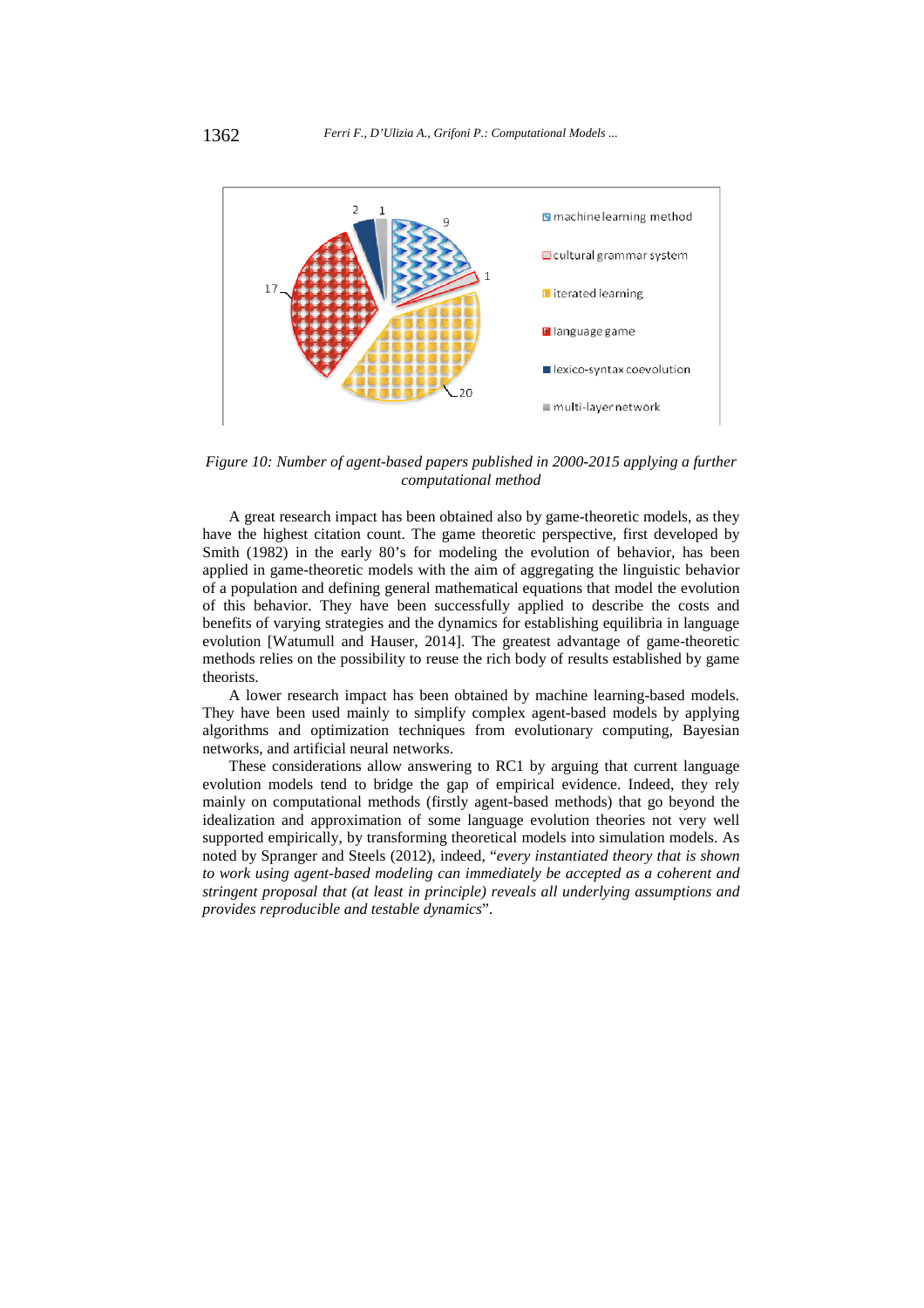Figure 10: Number of agent-based papers published in 2000-2015 applying a further computational method

A great research impact has been obtained also by game-theoretic models, as they have the highest citation count. The game theoretic perspective, first developed by Smith (1982) in the early 80's for modeling the evolution of behavior, has been applied in game-theoretic models with the aim of aggregating the linguistic behavior of a population and defining general mathematical equations that model the evolution of this behavior. They have been successfully applied to describe the costs and benefits of varying strategies and the dynamics for establishing equilibria in language evolution [Watumull and Hauser, 2014]. The greatest advantage of game-theoretic methods relies on the possibility to reuse the rich body of results established by game theorists.

A lower research impact has been obtained by machine learning-based models. They have been used mainly to simplify complex agent-based models by applying algorithms and optimization techniques from evolutionary computing, Bayesian networks, and artificial neural networks.

These considerations allow answering to RC1 by arguing that current language evolution models tend to bridge the gap of empirical evidence. Indeed, they rely mainly on computational methods (firstly agent-based methods) that go beyond the idealization and approximation of some language evolution theories not very well supported empirically, by transforming theoretical models into simulation models. As noted by Spranger and Steels (2012), indeed, "*every instantiated theory that is shown to work using agent-based modeling can immediately be accepted as a coherent and stringent proposal that (at least in principle) reveals all underlying assumptions and provides reproducible and testable dynamics*".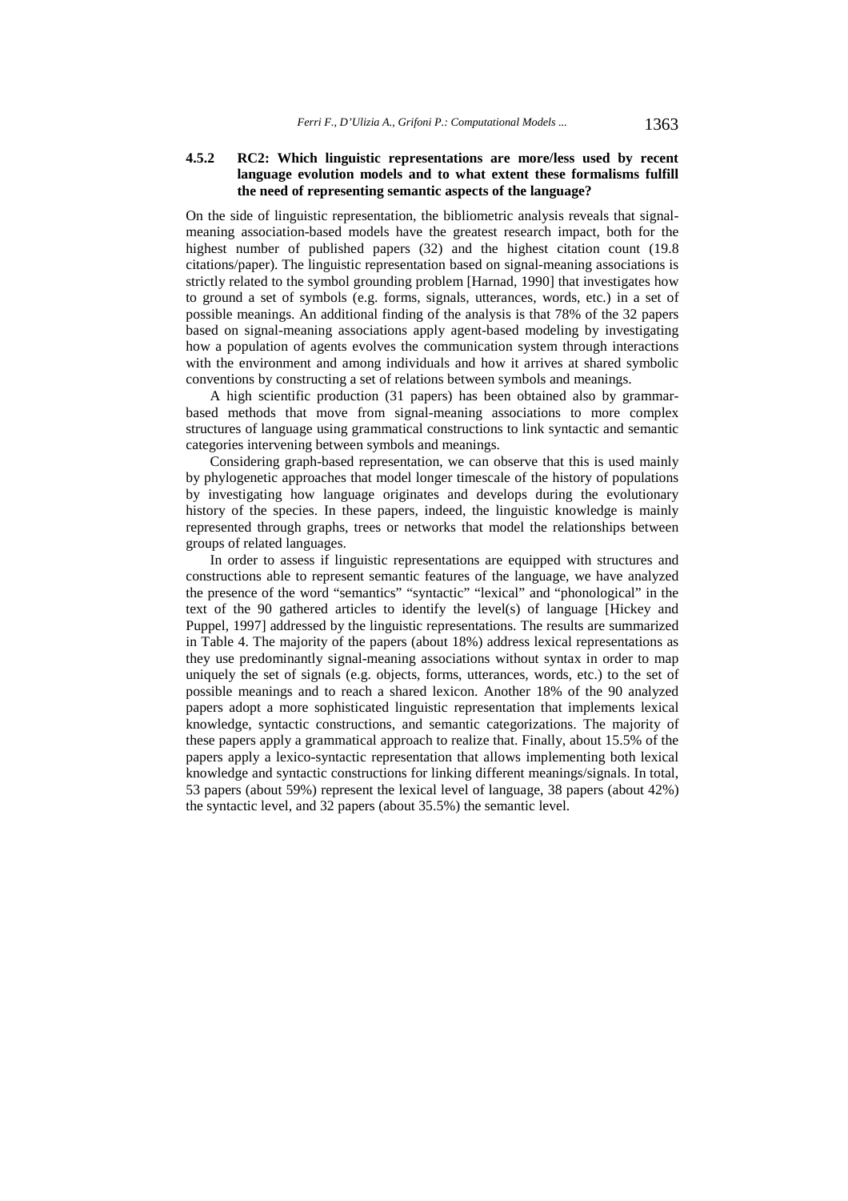#### 4.5.2 RC2: Which linguistic representations are more/less used by recent language evolution models and to what extent these formalisms fulfill the need of representing semantic aspects of the language?

On the side of linguistic representation, the bibliometric analysis reveals that signal-meaning association-based models have the greatest research impact, both for the highest number of published papers (32) and the highest citation count (19.8 citations/paper). The linguistic representation based on signal-meaning associations is strictly related to the symbol grounding problem [Harnad, 1990] that investigates how to ground a set of symbols (e.g. forms, signals, utterances, words, etc.) in a set of possible meanings. An additional finding of the analysis is that 78% of the 32 papers based on signal-meaning associations apply agent-based modeling by investigating how a population of agents evolves the communication system through interactions with the environment and among individuals and how it arrives at shared symbolic conventions by constructing a set of relations between symbols and meanings.

A high scientific production (31 papers) has been obtained also by grammar-based methods that move from signal-meaning associations to more complex structures of language using grammatical constructions to link syntactic and semantic categories intervening between symbols and meanings.

Considering graph-based representation, we can observe that this is used mainly by phylogenetic approaches that model longer timescale of the history of populations by investigating how language originates and develops during the evolutionary history of the species. In these papers, indeed, the linguistic knowledge is mainly represented through graphs, trees or networks that model the relationships between groups of related languages.

In order to assess if linguistic representations are equipped with structures and constructions able to represent semantic features of the language, we have analyzed the presence of the word "semantics" "syntactic" "lexical" and "phonological" in the text of the 90 gathered articles to identify the level(s) of language [Hickey and Puppel, 1997] addressed by the linguistic representations. The results are summarized in Table 4. The majority of the papers (about 18%) address lexical representations as they use predominantly signal-meaning associations without syntax in order to map uniquely the set of signals (e.g. objects, forms, utterances, words, etc.) to the set of possible meanings and to reach a shared lexicon. Another 18% of the 90 analyzed papers adopt a more sophisticated linguistic representation that implements lexical knowledge, syntactic constructions, and semantic categorizations. The majority of these papers apply a grammatical approach to realize that. Finally, about 15.5% of the papers apply a lexico-syntactic representation that allows implementing both lexical knowledge and syntactic constructions for linking different meanings/signals. In total, 53 papers (about 59%) represent the lexical level of language, 38 papers (about 42%) the syntactic level, and 32 papers (about 35.5%) the semantic level.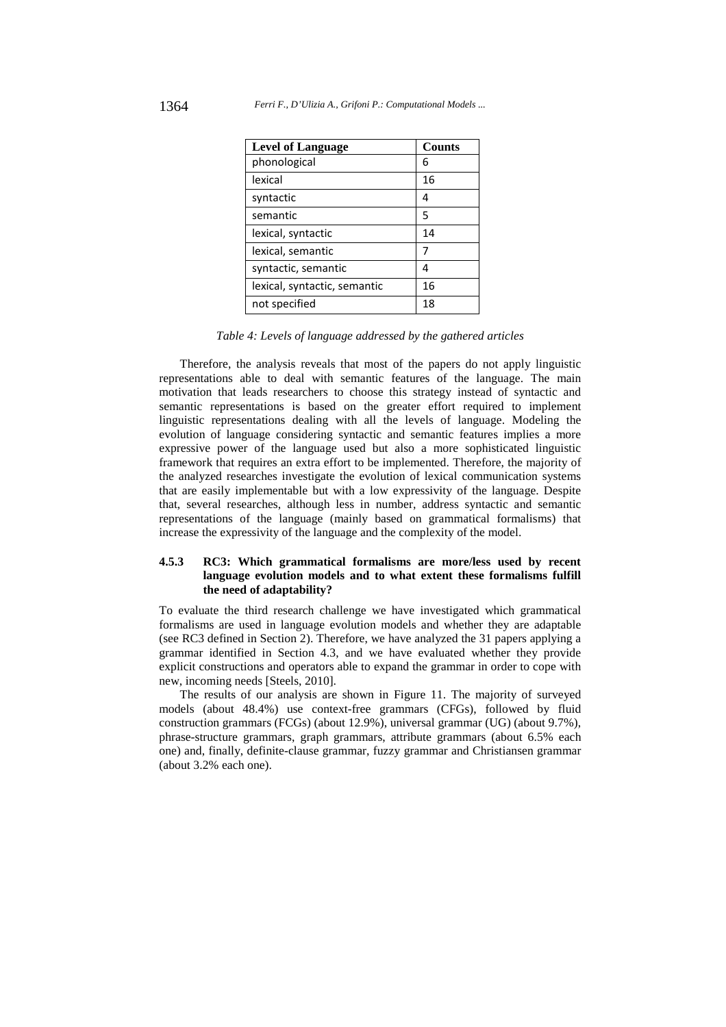| Level of Language | Counts |
|---|---|
| phonological | 6 |
| lexical | 16 |
| syntactic | 4 |
| semantic | 5 |
| lexical, syntactic | 14 |
| lexical, semantic | 7 |
| syntactic, semantic | 4 |
| lexical, syntactic, semantic | 16 |
| not specified | 18 |

*Table 4: Levels of language addressed by the gathered articles*

Therefore, the analysis reveals that most of the papers do not apply linguistic representations able to deal with semantic features of the language. The main motivation that leads researchers to choose this strategy instead of syntactic and semantic representations is based on the greater effort required to implement linguistic representations dealing with all the levels of language. Modeling the evolution of language considering syntactic and semantic features implies a more expressive power of the language used but also a more sophisticated linguistic framework that requires an extra effort to be implemented. Therefore, the majority of the analyzed researches investigate the evolution of lexical communication systems that are easily implementable but with a low expressivity of the language. Despite that, several researches, although less in number, address syntactic and semantic representations of the language (mainly based on grammatical formalisms) that increase the expressivity of the language and the complexity of the model.

#### 4.5.3 RC3: Which grammatical formalisms are more/less used by recent language evolution models and to what extent these formalisms fulfill the need of adaptability?

To evaluate the third research challenge we have investigated which grammatical formalisms are used in language evolution models and whether they are adaptable (see RC3 defined in Section 2). Therefore, we have analyzed the 31 papers applying a grammar identified in Section 4.3, and we have evaluated whether they provide explicit constructions and operators able to expand the grammar in order to cope with new, incoming needs [Steels, 2010].

The results of our analysis are shown in Figure 11. The majority of surveyed models (about 48.4%) use context-free grammars (CFGs), followed by fluid construction grammars (FCGs) (about 12.9%), universal grammar (UG) (about 9.7%), phrase-structure grammars, graph grammars, attribute grammars (about 6.5% each one) and, finally, definite-clause grammar, fuzzy grammar and Christiansen grammar (about 3.2% each one).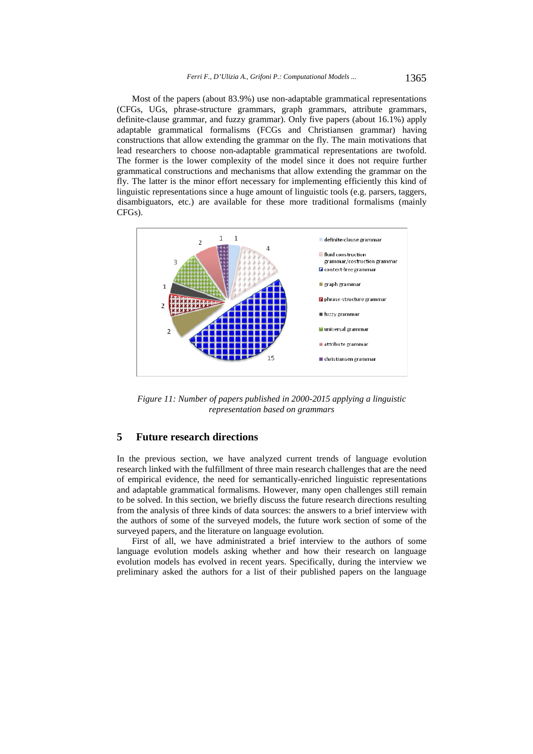Most of the papers (about 83.9%) use non-adaptable grammatical representations (CFGs, UGs, phrase-structure grammars, graph grammars, attribute grammars, definite-clause grammar, and fuzzy grammar). Only five papers (about 16.1%) apply adaptable grammatical formalisms (FCGs and Christiansen grammar) having constructions that allow extending the grammar on the fly. The main motivations that lead researchers to choose non-adaptable grammatical representations are twofold. The former is the lower complexity of the model since it does not require further grammatical constructions and mechanisms that allow extending the grammar on the fly. The latter is the minor effort necessary for implementing efficiently this kind of linguistic representations since a huge amount of linguistic tools (e.g. parsers, taggers, disambiguators, etc.) are available for these more traditional formalisms (mainly CFGs).

*Figure 11: Number of papers published in 2000-2015 applying a linguistic representation based on grammars*

## 5 Future research directions

In the previous section, we have analyzed current trends of language evolution research linked with the fulfillment of three main research challenges that are the need of empirical evidence, the need for semantically-enriched linguistic representations and adaptable grammatical formalisms. However, many open challenges still remain to be solved. In this section, we briefly discuss the future research directions resulting from the analysis of three kinds of data sources: the answers to a brief interview with the authors of some of the surveyed models, the future work section of some of the surveyed papers, and the literature on language evolution.

First of all, we have administrated a brief interview to the authors of some language evolution models asking whether and how their research on language evolution models has evolved in recent years. Specifically, during the interview we preliminary asked the authors for a list of their published papers on the language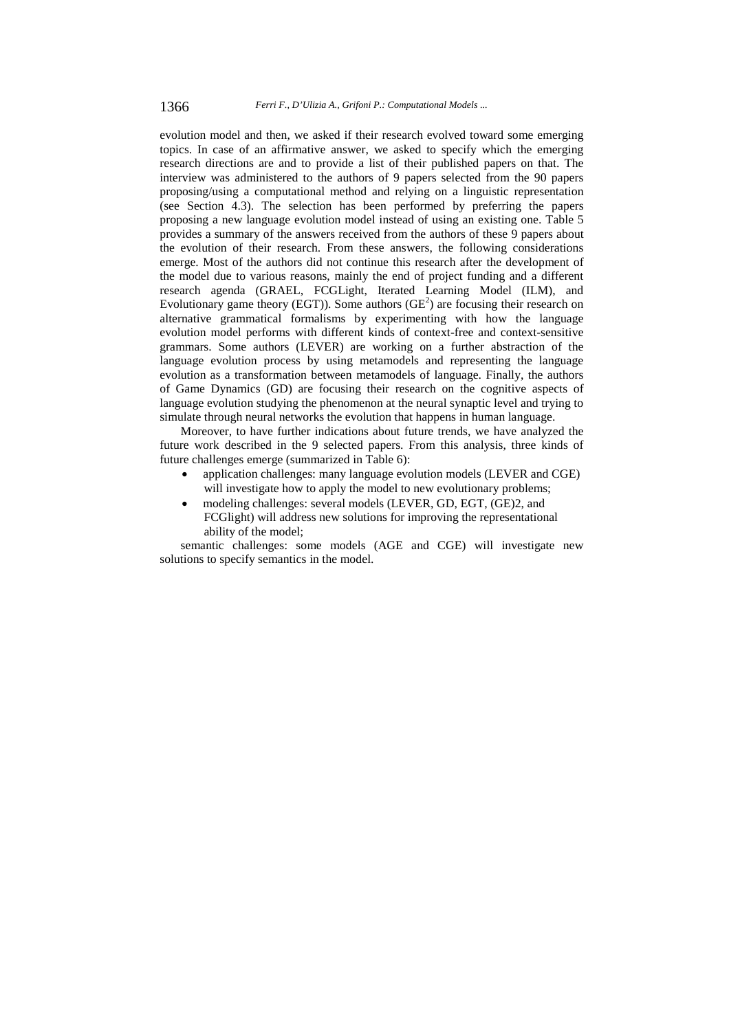evolution model and then, we asked if their research evolved toward some emerging topics. In case of an affirmative answer, we asked to specify which the emerging research directions are and to provide a list of their published papers on that. The interview was administered to the authors of 9 papers selected from the 90 papers proposing/using a computational method and relying on a linguistic representation (see Section 4.3). The selection has been performed by preferring the papers proposing a new language evolution model instead of using an existing one. Table 5 provides a summary of the answers received from the authors of these 9 papers about the evolution of their research. From these answers, the following considerations emerge. Most of the authors did not continue this research after the development of the model due to various reasons, mainly the end of project funding and a different research agenda (GRAEL, FCGLight, Iterated Learning Model (ILM), and Evolutionary game theory (EGT)). Some authors ($GE^2$) are focusing their research on alternative grammatical formalisms by experimenting with how the language evolution model performs with different kinds of context-free and context-sensitive grammars. Some authors (LEVER) are working on a further abstraction of the language evolution process by using metamodels and representing the language evolution as a transformation between metamodels of language. Finally, the authors of Game Dynamics (GD) are focusing their research on the cognitive aspects of language evolution studying the phenomenon at the neural synaptic level and trying to simulate through neural networks the evolution that happens in human language.

Moreover, to have further indications about future trends, we have analyzed the future work described in the 9 selected papers. From this analysis, three kinds of future challenges emerge (summarized in Table 6):

- application challenges: many language evolution models (LEVER and CGE) will investigate how to apply the model to new evolutionary problems;
- modeling challenges: several models (LEVER, GD, EGT, (GE)2, and FCGlight) will address new solutions for improving the representational ability of the model;

semantic challenges: some models (AGE and CGE) will investigate new solutions to specify semantics in the model.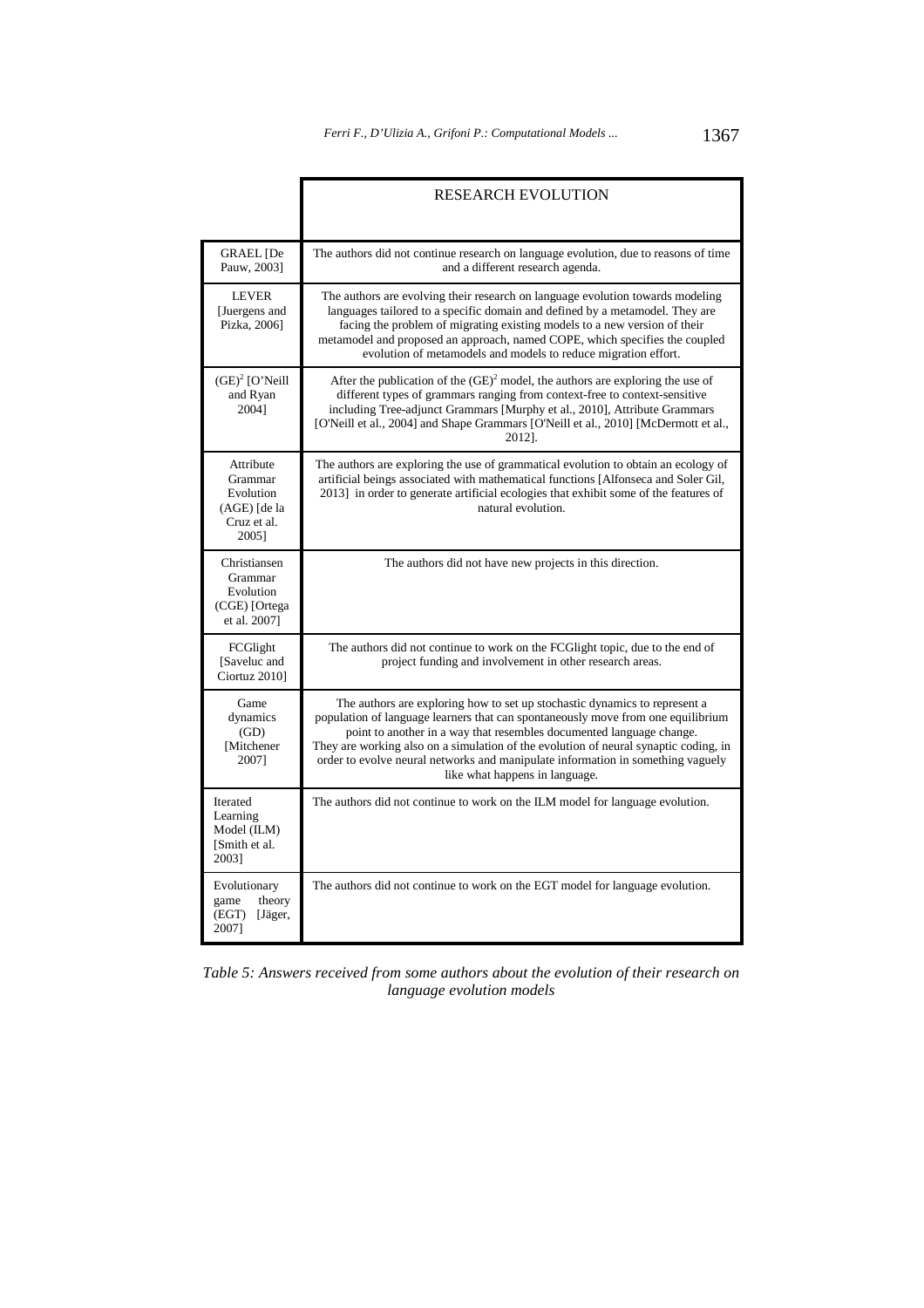| | RESEARCH EVOLUTION |
|---|---|
| GRAEL [De Pauw, 2003] | The authors did not continue research on language evolution, due to reasons of time and a different research agenda. |
| LEVER [Juergens and Pizka, 2006] | The authors are evolving their research on language evolution towards modeling languages tailored to a specific domain and defined by a metamodel. They are facing the problem of migrating existing models to a new version of their metamodel and proposed an approach, named COPE, which specifies the coupled evolution of metamodels and models to reduce migration effort. |
| $(GE)^2$ [O'Neill and Ryan 2004] | After the publication of the $(GE)^2$ model, the authors are exploring the use of different types of grammars ranging from context-free to context-sensitive including Tree-adjunct Grammars [Murphy et al., 2010], Attribute Grammars [O'Neill et al., 2004] and Shape Grammars [O'Neill et al., 2010] [McDermott et al., 2012]. |
| Attribute Grammar Evolution (AGE) [de la Cruz et al. 2005] | The authors are exploring the use of grammatical evolution to obtain an ecology of artificial beings associated with mathematical functions [Alfonseca and Soler Gil, 2013] in order to generate artificial ecologies that exhibit some of the features of natural evolution. |
| Christiansen Grammar Evolution (CGE) [Ortega et al. 2007] | The authors did not have new projects in this direction. |
| FCGlight [Saveluc and Ciortuz 2010] | The authors did not continue to work on the FCGlight topic, due to the end of project funding and involvement in other research areas. |
| Game dynamics (GD) [Mitchener 2007] | The authors are exploring how to set up stochastic dynamics to represent a population of language learners that can spontaneously move from one equilibrium point to another in a way that resembles documented language change. They are working also on a simulation of the evolution of neural synaptic coding, in order to evolve neural networks and manipulate information in something vaguely like what happens in language. |
| Iterated Learning Model (ILM) [Smith et al. 2003] | The authors did not continue to work on the ILM model for language evolution. |
| Evolutionary game theory (EGT) [Jäger, 2007] | The authors did not continue to work on the EGT model for language evolution. |

*Table 5: Answers received from some authors about the evolution of their research on language evolution models*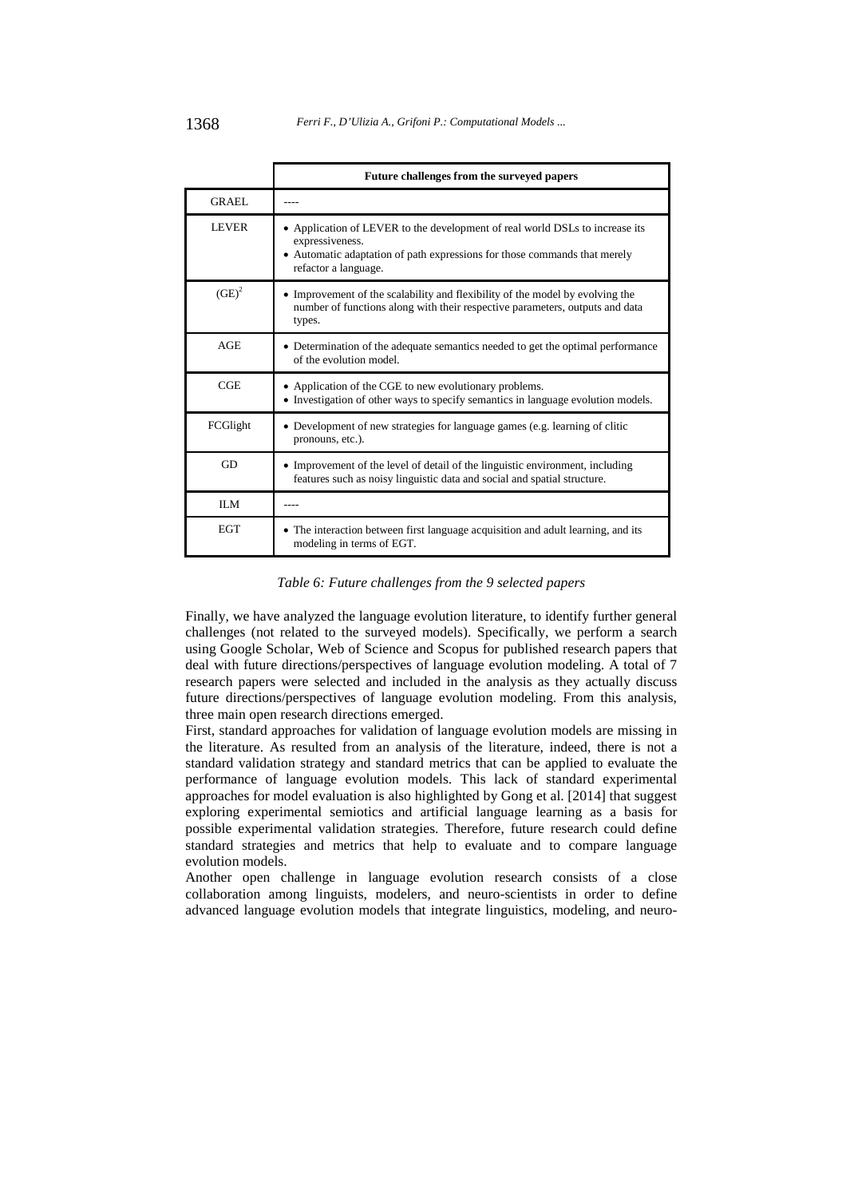| | Future challenges from the surveyed papers |
|---|---|
| GRAEL | ---- |
| LEVER | • Application of LEVER to the development of real world DSLs to increase its expressiveness.<br>• Automatic adaptation of path expressions for those commands that merely refactor a language. |
| $(GE)^2$ | • Improvement of the scalability and flexibility of the model by evolving the number of functions along with their respective parameters, outputs and data types. |
| AGE | • Determination of the adequate semantics needed to get the optimal performance of the evolution model. |
| CGE | • Application of the CGE to new evolutionary problems.<br>• Investigation of other ways to specify semantics in language evolution models. |
| FCGlight | • Development of new strategies for language games (e.g. learning of clitic pronouns, etc.). |
| GD | • Improvement of the level of detail of the linguistic environment, including features such as noisy linguistic data and social and spatial structure. |
| ILM | ---- |
| EGT | • The interaction between first language acquisition and adult learning, and its modeling in terms of EGT. |

*Table 6: Future challenges from the 9 selected papers*

Finally, we have analyzed the language evolution literature, to identify further general challenges (not related to the surveyed models). Specifically, we perform a search using Google Scholar, Web of Science and Scopus for published research papers that deal with future directions/perspectives of language evolution modeling. A total of 7 research papers were selected and included in the analysis as they actually discuss future directions/perspectives of language evolution modeling. From this analysis, three main open research directions emerged.

First, standard approaches for validation of language evolution models are missing in the literature. As resulted from an analysis of the literature, indeed, there is not a standard validation strategy and standard metrics that can be applied to evaluate the performance of language evolution models. This lack of standard experimental approaches for model evaluation is also highlighted by Gong et al. [2014] that suggest exploring experimental semiotics and artificial language learning as a basis for possible experimental validation strategies. Therefore, future research could define standard strategies and metrics that help to evaluate and to compare language evolution models.

Another open challenge in language evolution research consists of a close collaboration among linguists, modelers, and neuro-scientists in order to define advanced language evolution models that integrate linguistics, modeling, and neuro-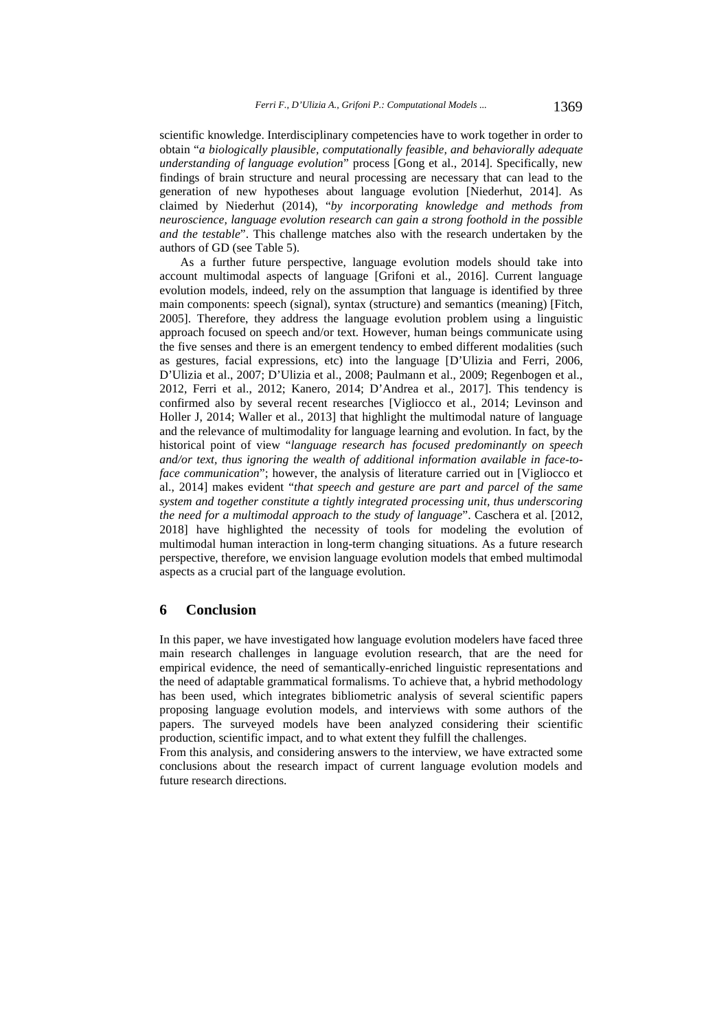scientific knowledge. Interdisciplinary competencies have to work together in order to obtain "*a biologically plausible, computationally feasible, and behaviorally adequate understanding of language evolution*" process [Gong et al., 2014]. Specifically, new findings of brain structure and neural processing are necessary that can lead to the generation of new hypotheses about language evolution [Niederhut, 2014]. As claimed by Niederhut (2014), "*by incorporating knowledge and methods from neuroscience, language evolution research can gain a strong foothold in the possible and the testable*". This challenge matches also with the research undertaken by the authors of GD (see Table 5).

As a further future perspective, language evolution models should take into account multimodal aspects of language [Grifoni et al., 2016]. Current language evolution models, indeed, rely on the assumption that language is identified by three main components: speech (signal), syntax (structure) and semantics (meaning) [Fitch, 2005]. Therefore, they address the language evolution problem using a linguistic approach focused on speech and/or text. However, human beings communicate using the five senses and there is an emergent tendency to embed different modalities (such as gestures, facial expressions, etc) into the language [D'Ulizia and Ferri, 2006, D'Ulizia et al., 2007; D'Ulizia et al., 2008; Paulmann et al., 2009; Regenbogen et al., 2012, Ferri et al., 2012; Kanero, 2014; D'Andrea et al., 2017]. This tendency is confirmed also by several recent researches [Vigliocco et al., 2014; Levinson and Holler J, 2014; Waller et al., 2013] that highlight the multimodal nature of language and the relevance of multimodality for language learning and evolution. In fact, by the historical point of view "*language research has focused predominantly on speech and/or text, thus ignoring the wealth of additional information available in face-to-face communication*"; however, the analysis of literature carried out in [Vigliocco et al., 2014] makes evident "*that speech and gesture are part and parcel of the same system and together constitute a tightly integrated processing unit, thus underscoring the need for a multimodal approach to the study of language*". Caschera et al. [2012, 2018] have highlighted the necessity of tools for modeling the evolution of multimodal human interaction in long-term changing situations. As a future research perspective, therefore, we envision language evolution models that embed multimodal aspects as a crucial part of the language evolution.

## 6 Conclusion

In this paper, we have investigated how language evolution modelers have faced three main research challenges in language evolution research, that are the need for empirical evidence, the need of semantically-enriched linguistic representations and the need of adaptable grammatical formalisms. To achieve that, a hybrid methodology has been used, which integrates bibliometric analysis of several scientific papers proposing language evolution models, and interviews with some authors of the papers. The surveyed models have been analyzed considering their scientific production, scientific impact, and to what extent they fulfill the challenges.

From this analysis, and considering answers to the interview, we have extracted some conclusions about the research impact of current language evolution models and future research directions.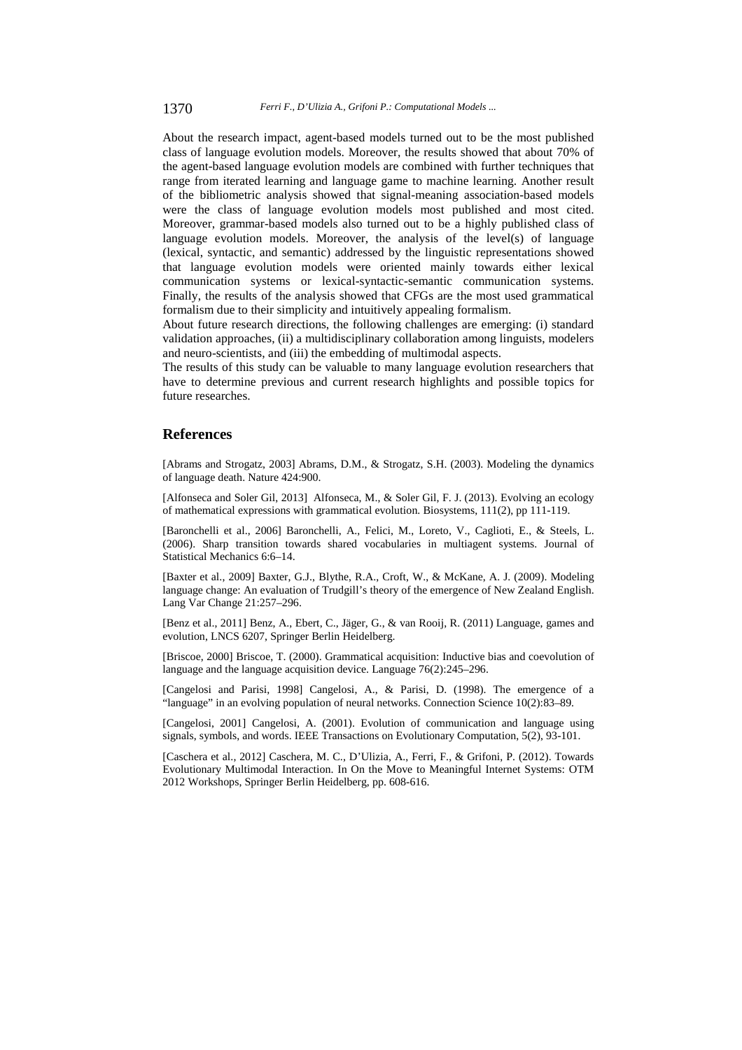About the research impact, agent-based models turned out to be the most published class of language evolution models. Moreover, the results showed that about 70% of the agent-based language evolution models are combined with further techniques that range from iterated learning and language game to machine learning. Another result of the bibliometric analysis showed that signal-meaning association-based models were the class of language evolution models most published and most cited. Moreover, grammar-based models also turned out to be a highly published class of language evolution models. Moreover, the analysis of the level(s) of language (lexical, syntactic, and semantic) addressed by the linguistic representations showed that language evolution models were oriented mainly towards either lexical communication systems or lexical-syntactic-semantic communication systems. Finally, the results of the analysis showed that CFGs are the most used grammatical formalism due to their simplicity and intuitively appealing formalism.

About future research directions, the following challenges are emerging: (i) standard validation approaches, (ii) a multidisciplinary collaboration among linguists, modelers and neuro-scientists, and (iii) the embedding of multimodal aspects.

The results of this study can be valuable to many language evolution researchers that have to determine previous and current research highlights and possible topics for future researches.

## References

[Abrams and Strogatz, 2003] Abrams, D.M., & Strogatz, S.H. (2003). Modeling the dynamics of language death. Nature 424:900.

[Alfonseca and Soler Gil, 2013] Alfonseca, M., & Soler Gil, F. J. (2013). Evolving an ecology of mathematical expressions with grammatical evolution. Biosystems, 111(2), pp 111-119.

[Baronchelli et al., 2006] Baronchelli, A., Felici, M., Loreto, V., Caglioti, E., & Steels, L. (2006). Sharp transition towards shared vocabularies in multiagent systems. Journal of Statistical Mechanics 6:6–14.

[Baxter et al., 2009] Baxter, G.J., Blythe, R.A., Croft, W., & McKane, A. J. (2009). Modeling language change: An evaluation of Trudgill's theory of the emergence of New Zealand English. Lang Var Change 21:257–296.

[Benz et al., 2011] Benz, A., Ebert, C., Jäger, G., & van Rooij, R. (2011) Language, games and evolution, LNCS 6207, Springer Berlin Heidelberg.

[Briscoe, 2000] Briscoe, T. (2000). Grammatical acquisition: Inductive bias and coevolution of language and the language acquisition device. Language 76(2):245–296.

[Cangelosi and Parisi, 1998] Cangelosi, A., & Parisi, D. (1998). The emergence of a "language" in an evolving population of neural networks. Connection Science 10(2):83–89.

[Cangelosi, 2001] Cangelosi, A. (2001). Evolution of communication and language using signals, symbols, and words. IEEE Transactions on Evolutionary Computation, 5(2), 93-101.

[Caschera et al., 2012] Caschera, M. C., D'Ulizia, A., Ferri, F., & Grifoni, P. (2012). Towards Evolutionary Multimodal Interaction. In On the Move to Meaningful Internet Systems: OTM 2012 Workshops, Springer Berlin Heidelberg, pp. 608-616.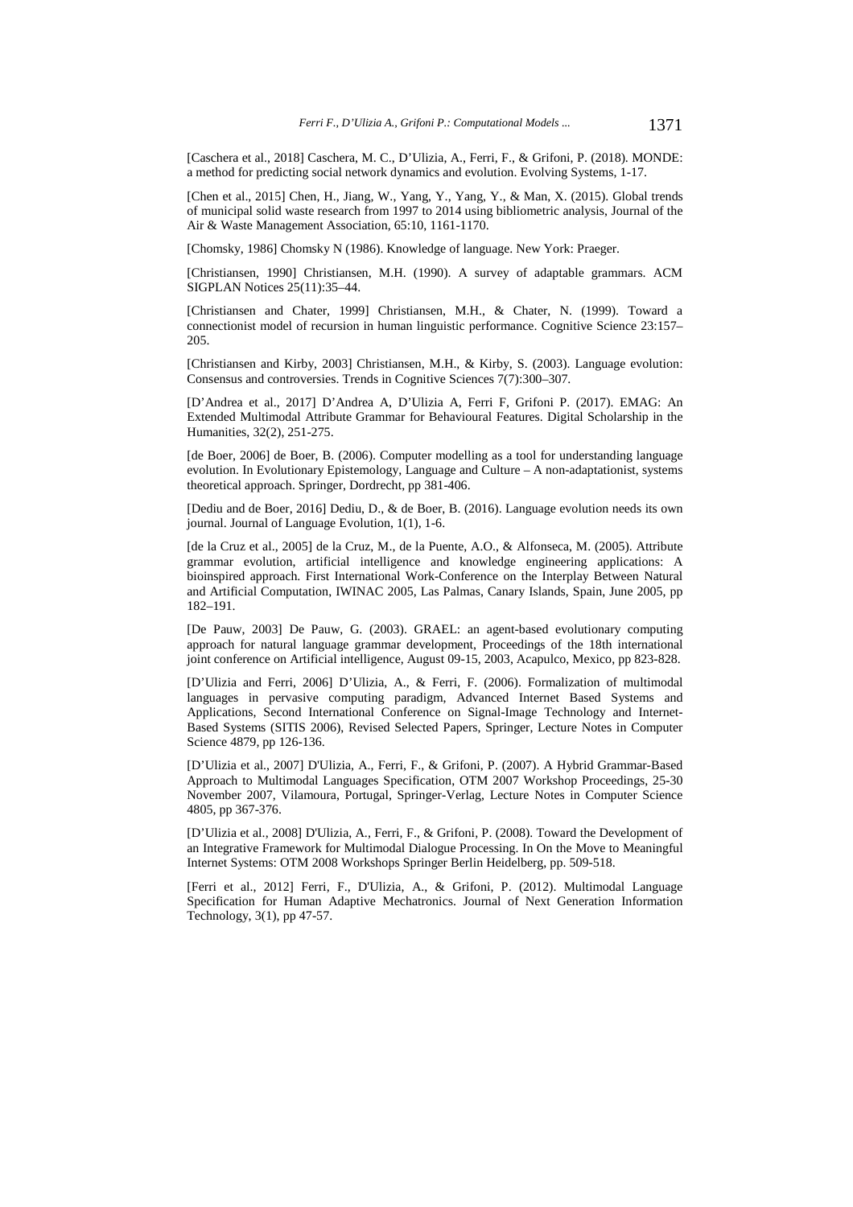[Caschera et al., 2018] Caschera, M. C., D'Ulizia, A., Ferri, F., & Grifoni, P. (2018). MONDE: a method for predicting social network dynamics and evolution. Evolving Systems, 1-17.

[Chen et al., 2015] Chen, H., Jiang, W., Yang, Y., Yang, Y., & Man, X. (2015). Global trends of municipal solid waste research from 1997 to 2014 using bibliometric analysis, Journal of the Air & Waste Management Association, 65:10, 1161-1170.

[Chomsky, 1986] Chomsky N (1986). Knowledge of language. New York: Praeger.

[Christiansen, 1990] Christiansen, M.H. (1990). A survey of adaptable grammars. ACM SIGPLAN Notices 25(11):35–44.

[Christiansen and Chater, 1999] Christiansen, M.H., & Chater, N. (1999). Toward a connectionist model of recursion in human linguistic performance. Cognitive Science 23:157–205.

[Christiansen and Kirby, 2003] Christiansen, M.H., & Kirby, S. (2003). Language evolution: Consensus and controversies. Trends in Cognitive Sciences 7(7):300–307.

[D'Andrea et al., 2017] D'Andrea A, D'Ulizia A, Ferri F, Grifoni P. (2017). EMAG: An Extended Multimodal Attribute Grammar for Behavioural Features. Digital Scholarship in the Humanities, 32(2), 251-275.

[de Boer, 2006] de Boer, B. (2006). Computer modelling as a tool for understanding language evolution. In Evolutionary Epistemology, Language and Culture – A non-adaptationist, systems theoretical approach. Springer, Dordrecht, pp 381-406.

[Dediu and de Boer, 2016] Dediu, D., & de Boer, B. (2016). Language evolution needs its own journal. Journal of Language Evolution, 1(1), 1-6.

[de la Cruz et al., 2005] de la Cruz, M., de la Puente, A.O., & Alfonseca, M. (2005). Attribute grammar evolution, artificial intelligence and knowledge engineering applications: A bioinspired approach. First International Work-Conference on the Interplay Between Natural and Artificial Computation, IWINAC 2005, Las Palmas, Canary Islands, Spain, June 2005, pp 182–191.

[De Pauw, 2003] De Pauw, G. (2003). GRAEL: an agent-based evolutionary computing approach for natural language grammar development, Proceedings of the 18th international joint conference on Artificial intelligence, August 09-15, 2003, Acapulco, Mexico, pp 823-828.

[D'Ulizia and Ferri, 2006] D'Ulizia, A., & Ferri, F. (2006). Formalization of multimodal languages in pervasive computing paradigm, Advanced Internet Based Systems and Applications, Second International Conference on Signal-Image Technology and Internet-Based Systems (SITIS 2006), Revised Selected Papers, Springer, Lecture Notes in Computer Science 4879, pp 126-136.

[D'Ulizia et al., 2007] D'Ulizia, A., Ferri, F., & Grifoni, P. (2007). A Hybrid Grammar-Based Approach to Multimodal Languages Specification, OTM 2007 Workshop Proceedings, 25-30 November 2007, Vilamoura, Portugal, Springer-Verlag, Lecture Notes in Computer Science 4805, pp 367-376.

[D'Ulizia et al., 2008] D'Ulizia, A., Ferri, F., & Grifoni, P. (2008). Toward the Development of an Integrative Framework for Multimodal Dialogue Processing. In On the Move to Meaningful Internet Systems: OTM 2008 Workshops Springer Berlin Heidelberg, pp. 509-518.

[Ferri et al., 2012] Ferri, F., D'Ulizia, A., & Grifoni, P. (2012). Multimodal Language Specification for Human Adaptive Mechatronics. Journal of Next Generation Information Technology, 3(1), pp 47-57.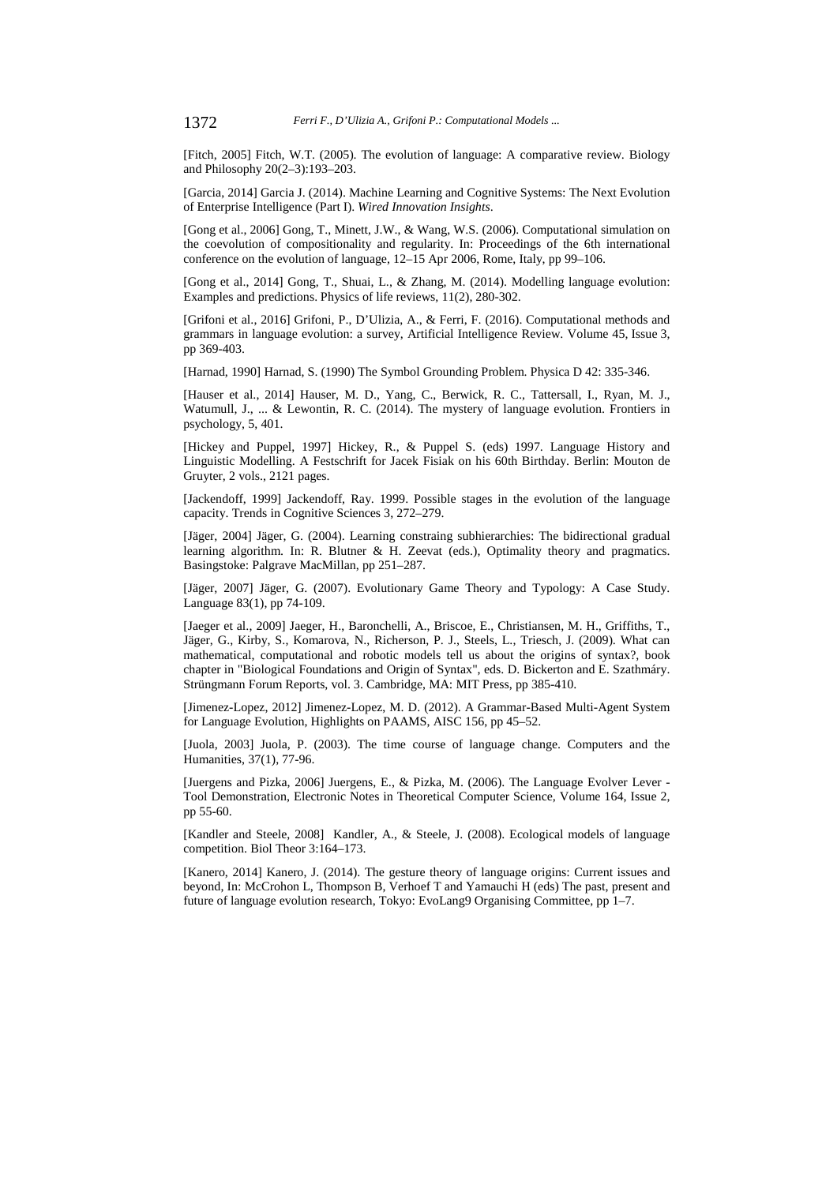[Fitch, 2005] Fitch, W.T. (2005). The evolution of language: A comparative review. Biology and Philosophy 20(2–3):193–203.

[Garcia, 2014] Garcia J. (2014). Machine Learning and Cognitive Systems: The Next Evolution of Enterprise Intelligence (Part I). *Wired Innovation Insights*.

[Gong et al., 2006] Gong, T., Minett, J.W., & Wang, W.S. (2006). Computational simulation on the coevolution of compositionality and regularity. In: Proceedings of the 6th international conference on the evolution of language, 12–15 Apr 2006, Rome, Italy, pp 99–106.

[Gong et al., 2014] Gong, T., Shuai, L., & Zhang, M. (2014). Modelling language evolution: Examples and predictions. Physics of life reviews, 11(2), 280-302.

[Grifoni et al., 2016] Grifoni, P., D'Ulizia, A., & Ferri, F. (2016). Computational methods and grammars in language evolution: a survey, Artificial Intelligence Review. Volume 45, Issue 3, pp 369-403.

[Harnad, 1990] Harnad, S. (1990) The Symbol Grounding Problem. Physica D 42: 335-346.

[Hauser et al., 2014] Hauser, M. D., Yang, C., Berwick, R. C., Tattersall, I., Ryan, M. J., Watumull, J., ... & Lewontin, R. C. (2014). The mystery of language evolution. Frontiers in psychology, 5, 401.

[Hickey and Puppel, 1997] Hickey, R., & Puppel S. (eds) 1997. Language History and Linguistic Modelling. A Festschrift for Jacek Fisiak on his 60th Birthday. Berlin: Mouton de Gruyter, 2 vols., 2121 pages.

[Jackendoff, 1999] Jackendoff, Ray. 1999. Possible stages in the evolution of the language capacity. Trends in Cognitive Sciences 3, 272–279.

[Jäger, 2004] Jäger, G. (2004). Learning constraing subhierarchies: The bidirectional gradual learning algorithm. In: R. Blutner & H. Zeevat (eds.), Optimality theory and pragmatics. Basingstoke: Palgrave MacMillan, pp 251–287.

[Jäger, 2007] Jäger, G. (2007). Evolutionary Game Theory and Typology: A Case Study. Language 83(1), pp 74-109.

[Jaeger et al., 2009] Jaeger, H., Baronchelli, A., Briscoe, E., Christiansen, M. H., Griffiths, T., Jäger, G., Kirby, S., Komarova, N., Richerson, P. J., Steels, L., Triesch, J. (2009). What can mathematical, computational and robotic models tell us about the origins of syntax?, book chapter in "Biological Foundations and Origin of Syntax", eds. D. Bickerton and E. Szathmáry. Strüngmann Forum Reports, vol. 3. Cambridge, MA: MIT Press, pp 385-410.

[Jimenez-Lopez, 2012] Jimenez-Lopez, M. D. (2012). A Grammar-Based Multi-Agent System for Language Evolution, Highlights on PAAMS, AISC 156, pp 45–52.

[Juola, 2003] Juola, P. (2003). The time course of language change. Computers and the Humanities, 37(1), 77-96.

[Juergens and Pizka, 2006] Juergens, E., & Pizka, M. (2006). The Language Evolver Lever - Tool Demonstration, Electronic Notes in Theoretical Computer Science, Volume 164, Issue 2, pp 55-60.

[Kandler and Steele, 2008] Kandler, A., & Steele, J. (2008). Ecological models of language competition. Biol Theor 3:164–173.

[Kanero, 2014] Kanero, J. (2014). The gesture theory of language origins: Current issues and beyond, In: McCrohon L, Thompson B, Verhoef T and Yamauchi H (eds) The past, present and future of language evolution research, Tokyo: EvoLang9 Organising Committee, pp 1–7.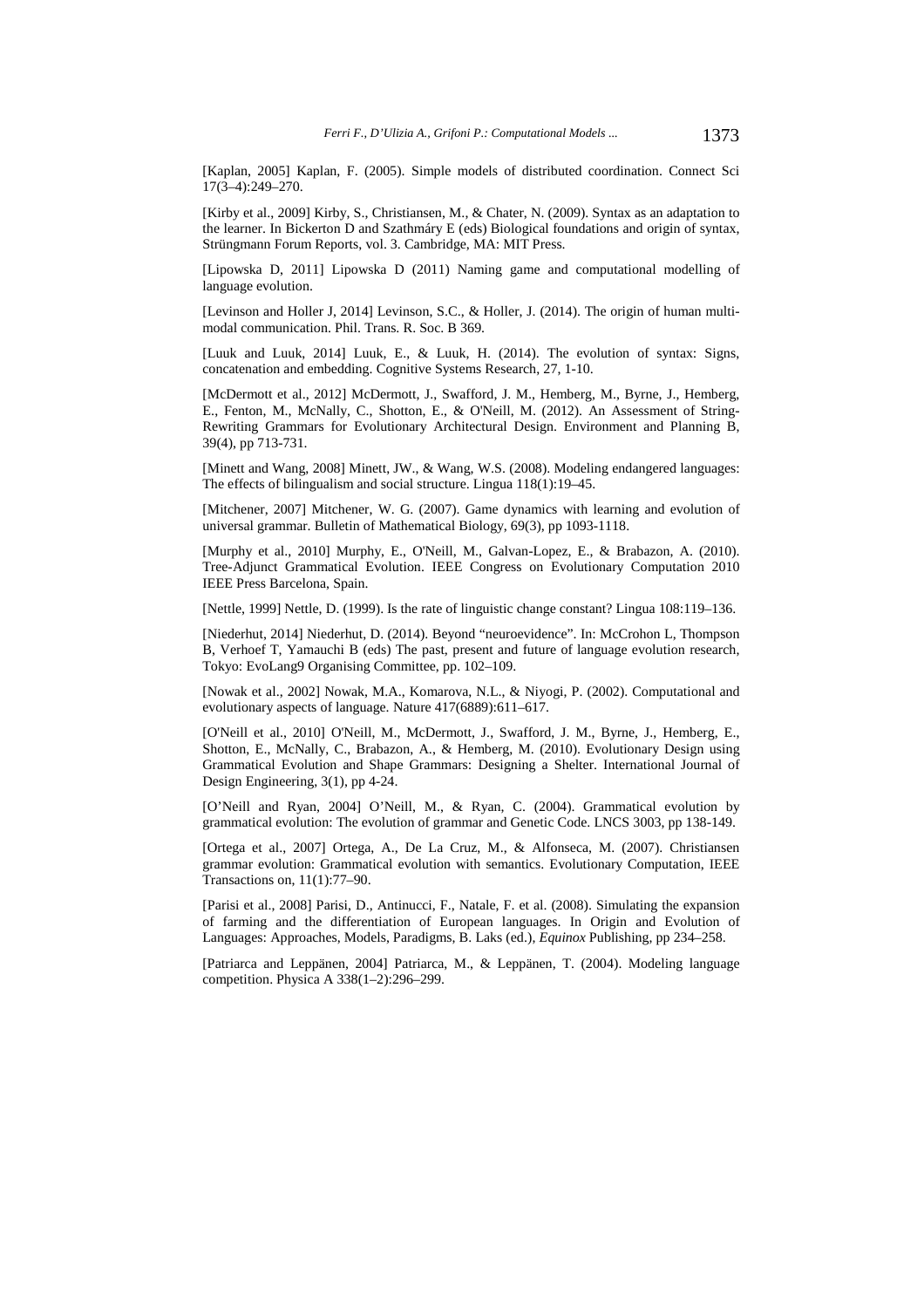[Kaplan, 2005] Kaplan, F. (2005). Simple models of distributed coordination. Connect Sci 17(3–4):249–270.

[Kirby et al., 2009] Kirby, S., Christiansen, M., & Chater, N. (2009). Syntax as an adaptation to the learner. In Bickerton D and Szathmáry E (eds) Biological foundations and origin of syntax, Strüngmann Forum Reports, vol. 3. Cambridge, MA: MIT Press.

[Lipowska D, 2011] Lipowska D (2011) Naming game and computational modelling of language evolution.

[Levinson and Holler J, 2014] Levinson, S.C., & Holler, J. (2014). The origin of human multi-modal communication. Phil. Trans. R. Soc. B 369.

[Luuk and Luuk, 2014] Luuk, E., & Luuk, H. (2014). The evolution of syntax: Signs, concatenation and embedding. Cognitive Systems Research, 27, 1-10.

[McDermott et al., 2012] McDermott, J., Swafford, J. M., Hemberg, M., Byrne, J., Hemberg, E., Fenton, M., McNally, C., Shotton, E., & O'Neill, M. (2012). An Assessment of String-Rewriting Grammars for Evolutionary Architectural Design. Environment and Planning B, 39(4), pp 713-731.

[Minett and Wang, 2008] Minett, JW., & Wang, W.S. (2008). Modeling endangered languages: The effects of bilingualism and social structure. Lingua 118(1):19–45.

[Mitchener, 2007] Mitchener, W. G. (2007). Game dynamics with learning and evolution of universal grammar. Bulletin of Mathematical Biology, 69(3), pp 1093-1118.

[Murphy et al., 2010] Murphy, E., O'Neill, M., Galvan-Lopez, E., & Brabazon, A. (2010). Tree-Adjunct Grammatical Evolution. IEEE Congress on Evolutionary Computation 2010 IEEE Press Barcelona, Spain.

[Nettle, 1999] Nettle, D. (1999). Is the rate of linguistic change constant? Lingua 108:119–136.

[Niederhut, 2014] Niederhut, D. (2014). Beyond "neuroevidence". In: McCrohon L, Thompson B, Verhoef T, Yamauchi B (eds) The past, present and future of language evolution research, Tokyo: EvoLang9 Organising Committee, pp. 102–109.

[Nowak et al., 2002] Nowak, M.A., Komarova, N.L., & Niyogi, P. (2002). Computational and evolutionary aspects of language. Nature 417(6889):611–617.

[O'Neill et al., 2010] O'Neill, M., McDermott, J., Swafford, J. M., Byrne, J., Hemberg, E., Shotton, E., McNally, C., Brabazon, A., & Hemberg, M. (2010). Evolutionary Design using Grammatical Evolution and Shape Grammars: Designing a Shelter. International Journal of Design Engineering, 3(1), pp 4-24.

[O'Neill and Ryan, 2004] O'Neill, M., & Ryan, C. (2004). Grammatical evolution by grammatical evolution: The evolution of grammar and Genetic Code. LNCS 3003, pp 138-149.

[Ortega et al., 2007] Ortega, A., De La Cruz, M., & Alfonseca, M. (2007). Christiansen grammar evolution: Grammatical evolution with semantics. Evolutionary Computation, IEEE Transactions on, 11(1):77–90.

[Parisi et al., 2008] Parisi, D., Antinucci, F., Natale, F. et al. (2008). Simulating the expansion of farming and the differentiation of European languages. In Origin and Evolution of Languages: Approaches, Models, Paradigms, B. Laks (ed.), *Equinox* Publishing, pp 234–258.

[Patriarca and Leppänen, 2004] Patriarca, M., & Leppänen, T. (2004). Modeling language competition. Physica A 338(1–2):296–299.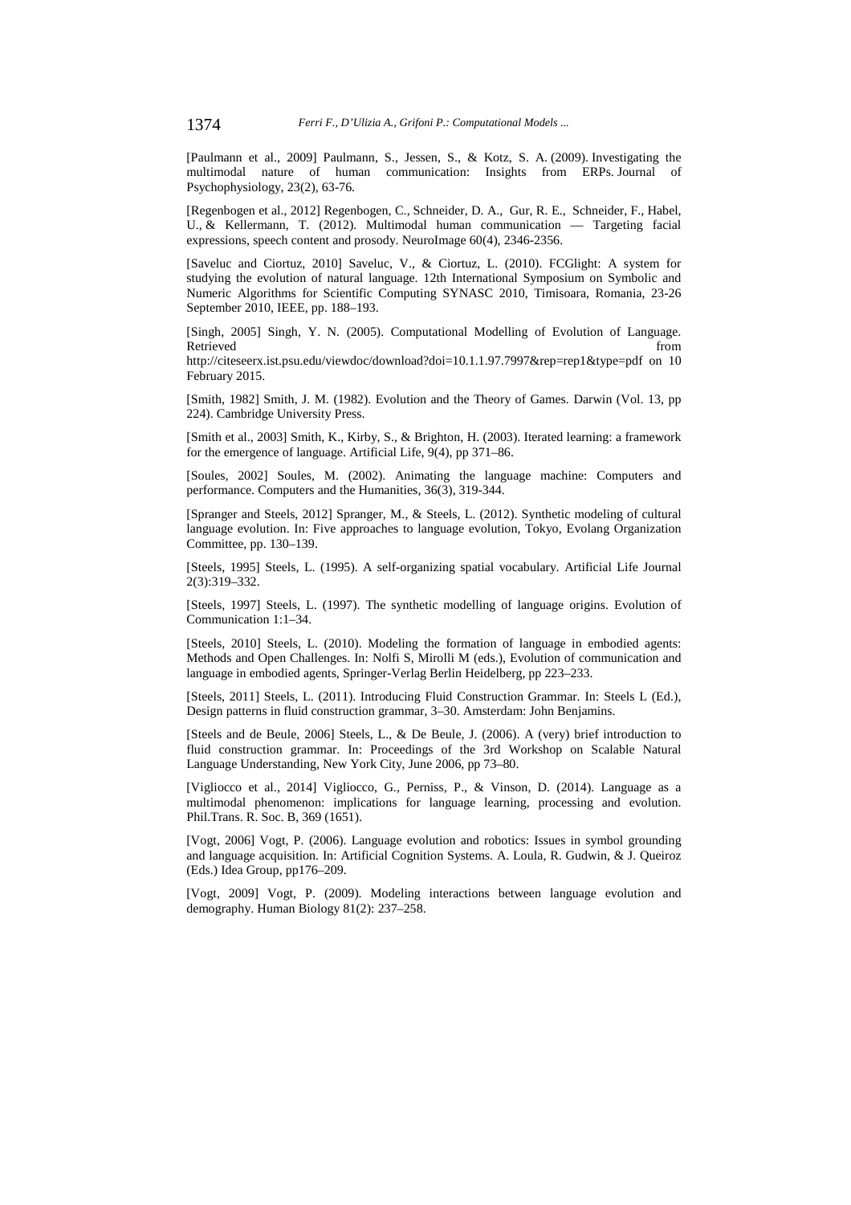[Paulmann et al., 2009] Paulmann, S., Jessen, S., & Kotz, S. A. (2009). Investigating the multimodal nature of human communication: Insights from ERPs. Journal of Psychophysiology, 23(2), 63-76.

[Regenbogen et al., 2012] Regenbogen, C., Schneider, D. A., Gur, R. E., Schneider, F., Habel, U., & Kellermann, T. (2012). Multimodal human communication — Targeting facial expressions, speech content and prosody. NeuroImage 60(4), 2346-2356.

[Saveluc and Ciortuz, 2010] Saveluc, V., & Ciortuz, L. (2010). FCGlight: A system for studying the evolution of natural language. 12th International Symposium on Symbolic and Numeric Algorithms for Scientific Computing SYNASC 2010, Timisoara, Romania, 23-26 September 2010, IEEE, pp. 188–193.

[Singh, 2005] Singh, Y. N. (2005). Computational Modelling of Evolution of Language. Retrieved from http://citeseerx.ist.psu.edu/viewdoc/download?doi=10.1.1.97.7997&rep=rep1&type=pdf on 10 February 2015.

[Smith, 1982] Smith, J. M. (1982). Evolution and the Theory of Games. Darwin (Vol. 13, pp 224). Cambridge University Press.

[Smith et al., 2003] Smith, K., Kirby, S., & Brighton, H. (2003). Iterated learning: a framework for the emergence of language. Artificial Life, 9(4), pp 371–86.

[Soules, 2002] Soules, M. (2002). Animating the language machine: Computers and performance. Computers and the Humanities, 36(3), 319-344.

[Spranger and Steels, 2012] Spranger, M., & Steels, L. (2012). Synthetic modeling of cultural language evolution. In: Five approaches to language evolution, Tokyo, Evolang Organization Committee, pp. 130–139.

[Steels, 1995] Steels, L. (1995). A self-organizing spatial vocabulary. Artificial Life Journal 2(3):319–332.

[Steels, 1997] Steels, L. (1997). The synthetic modelling of language origins. Evolution of Communication 1:1–34.

[Steels, 2010] Steels, L. (2010). Modeling the formation of language in embodied agents: Methods and Open Challenges. In: Nolfi S, Mirolli M (eds.), Evolution of communication and language in embodied agents, Springer-Verlag Berlin Heidelberg, pp 223–233.

[Steels, 2011] Steels, L. (2011). Introducing Fluid Construction Grammar. In: Steels L (Ed.), Design patterns in fluid construction grammar, 3–30. Amsterdam: John Benjamins.

[Steels and de Beule, 2006] Steels, L., & De Beule, J. (2006). A (very) brief introduction to fluid construction grammar. In: Proceedings of the 3rd Workshop on Scalable Natural Language Understanding, New York City, June 2006, pp 73–80.

[Vigliocco et al., 2014] Vigliocco, G., Perniss, P., & Vinson, D. (2014). Language as a multimodal phenomenon: implications for language learning, processing and evolution. Phil.Trans. R. Soc. B, 369 (1651).

[Vogt, 2006] Vogt, P. (2006). Language evolution and robotics: Issues in symbol grounding and language acquisition. In: Artificial Cognition Systems. A. Loula, R. Gudwin, & J. Queiroz (Eds.) Idea Group, pp176–209.

[Vogt, 2009] Vogt, P. (2009). Modeling interactions between language evolution and demography. Human Biology 81(2): 237–258.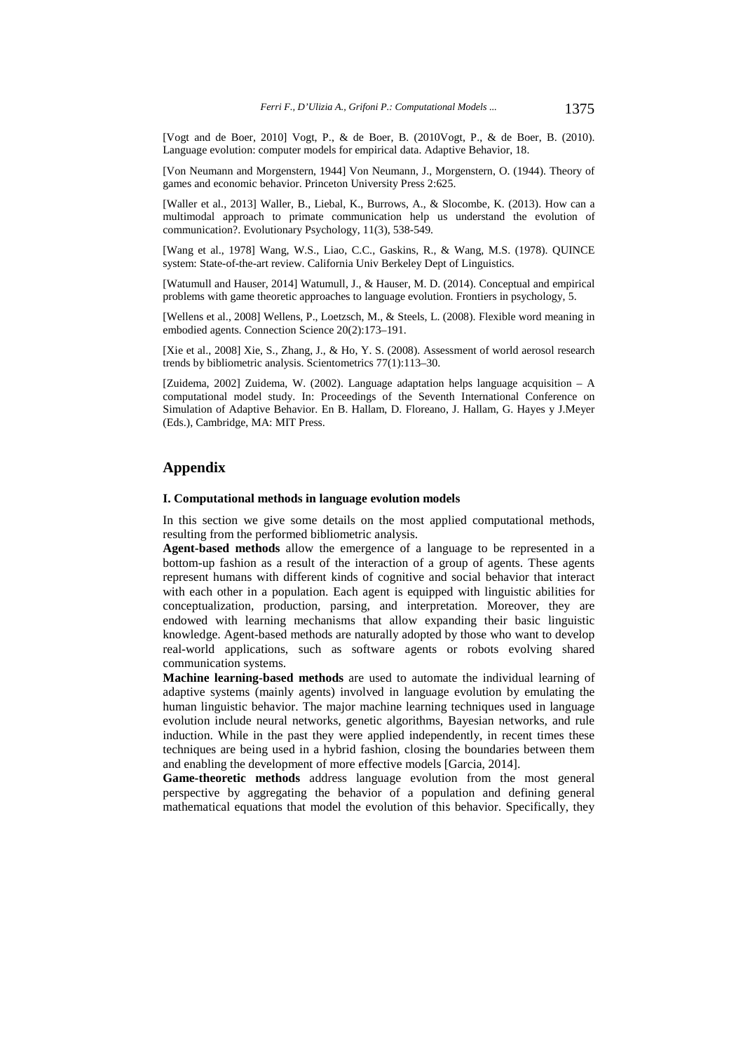[Vogt and de Boer, 2010] Vogt, P., & de Boer, B. (2010Vogt, P., & de Boer, B. (2010). Language evolution: computer models for empirical data. Adaptive Behavior, 18.

[Von Neumann and Morgenstern, 1944] Von Neumann, J., Morgenstern, O. (1944). Theory of games and economic behavior. Princeton University Press 2:625.

[Waller et al., 2013] Waller, B., Liebal, K., Burrows, A., & Slocombe, K. (2013). How can a multimodal approach to primate communication help us understand the evolution of communication?. Evolutionary Psychology, 11(3), 538-549.

[Wang et al., 1978] Wang, W.S., Liao, C.C., Gaskins, R., & Wang, M.S. (1978). QUINCE system: State-of-the-art review. California Univ Berkeley Dept of Linguistics.

[Watumull and Hauser, 2014] Watumull, J., & Hauser, M. D. (2014). Conceptual and empirical problems with game theoretic approaches to language evolution. Frontiers in psychology, 5.

[Wellens et al., 2008] Wellens, P., Loetzsch, M., & Steels, L. (2008). Flexible word meaning in embodied agents. Connection Science 20(2):173–191.

[Xie et al., 2008] Xie, S., Zhang, J., & Ho, Y. S. (2008). Assessment of world aerosol research trends by bibliometric analysis. Scientometrics 77(1):113–30.

[Zuidema, 2002] Zuidema, W. (2002). Language adaptation helps language acquisition – A computational model study. In: Proceedings of the Seventh International Conference on Simulation of Adaptive Behavior. En B. Hallam, D. Floreano, J. Hallam, G. Hayes y J.Meyer (Eds.), Cambridge, MA: MIT Press.

## Appendix

### I. Computational methods in language evolution models

In this section we give some details on the most applied computational methods, resulting from the performed bibliometric analysis.

**Agent-based methods** allow the emergence of a language to be represented in a bottom-up fashion as a result of the interaction of a group of agents. These agents represent humans with different kinds of cognitive and social behavior that interact with each other in a population. Each agent is equipped with linguistic abilities for conceptualization, production, parsing, and interpretation. Moreover, they are endowed with learning mechanisms that allow expanding their basic linguistic knowledge. Agent-based methods are naturally adopted by those who want to develop real-world applications, such as software agents or robots evolving shared communication systems.

**Machine learning-based methods** are used to automate the individual learning of adaptive systems (mainly agents) involved in language evolution by emulating the human linguistic behavior. The major machine learning techniques used in language evolution include neural networks, genetic algorithms, Bayesian networks, and rule induction. While in the past they were applied independently, in recent times these techniques are being used in a hybrid fashion, closing the boundaries between them and enabling the development of more effective models [Garcia, 2014].

**Game-theoretic methods** address language evolution from the most general perspective by aggregating the behavior of a population and defining general mathematical equations that model the evolution of this behavior. Specifically, they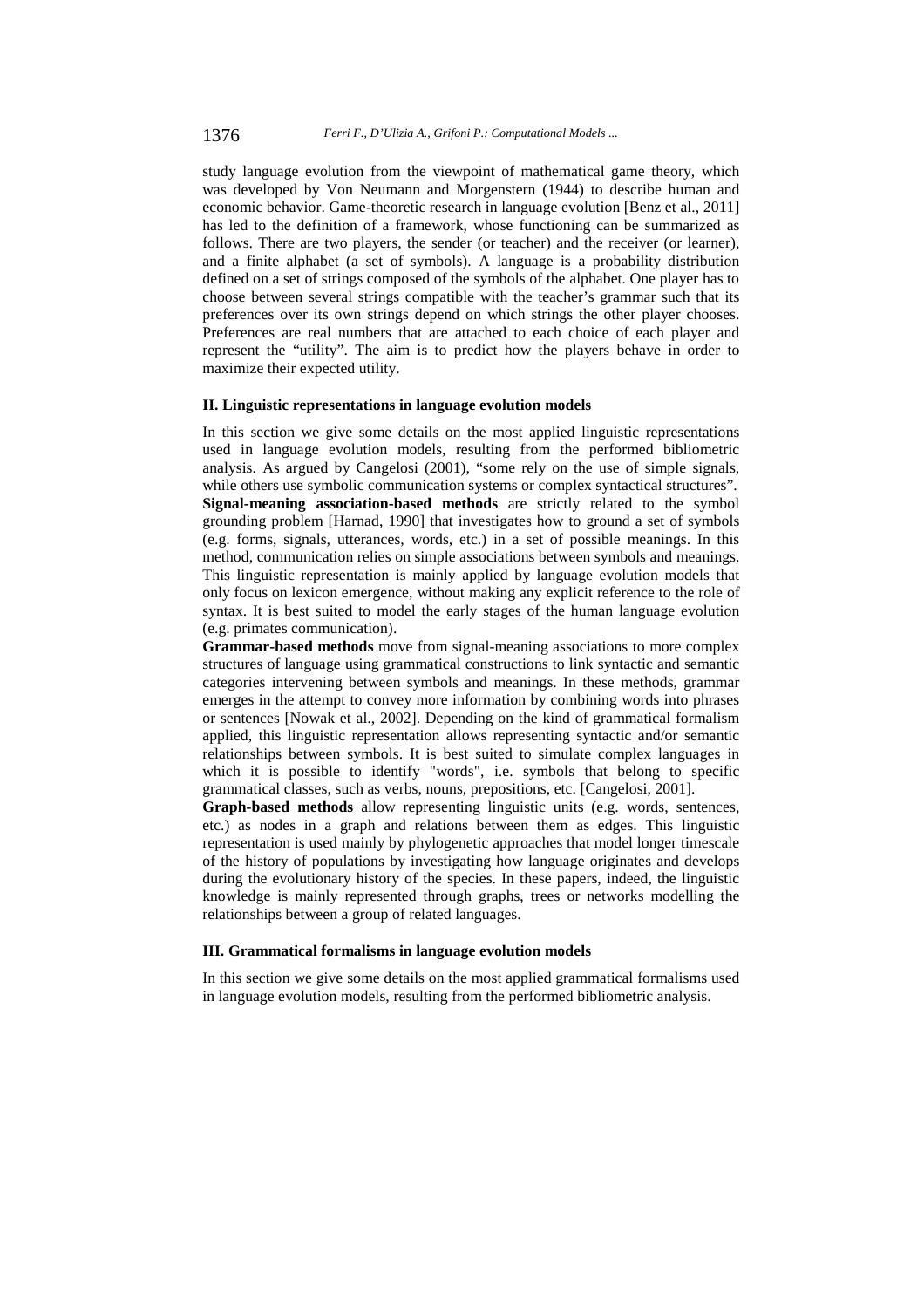study language evolution from the viewpoint of mathematical game theory, which was developed by Von Neumann and Morgenstern (1944) to describe human and economic behavior. Game-theoretic research in language evolution [Benz et al., 2011] has led to the definition of a framework, whose functioning can be summarized as follows. There are two players, the sender (or teacher) and the receiver (or learner), and a finite alphabet (a set of symbols). A language is a probability distribution defined on a set of strings composed of the symbols of the alphabet. One player has to choose between several strings compatible with the teacher's grammar such that its preferences over its own strings depend on which strings the other player chooses. Preferences are real numbers that are attached to each choice of each player and represent the "utility". The aim is to predict how the players behave in order to maximize their expected utility.

### II. Linguistic representations in language evolution models

In this section we give some details on the most applied linguistic representations used in language evolution models, resulting from the performed bibliometric analysis. As argued by Cangelosi (2001), "some rely on the use of simple signals, while others use symbolic communication systems or complex syntactical structures".

**Signal-meaning association-based methods** are strictly related to the symbol grounding problem [Harnad, 1990] that investigates how to ground a set of symbols (e.g. forms, signals, utterances, words, etc.) in a set of possible meanings. In this method, communication relies on simple associations between symbols and meanings. This linguistic representation is mainly applied by language evolution models that only focus on lexicon emergence, without making any explicit reference to the role of syntax. It is best suited to model the early stages of the human language evolution (e.g. primates communication).

**Grammar-based methods** move from signal-meaning associations to more complex structures of language using grammatical constructions to link syntactic and semantic categories intervening between symbols and meanings. In these methods, grammar emerges in the attempt to convey more information by combining words into phrases or sentences [Nowak et al., 2002]. Depending on the kind of grammatical formalism applied, this linguistic representation allows representing syntactic and/or semantic relationships between symbols. It is best suited to simulate complex languages in which it is possible to identify "words", i.e. symbols that belong to specific grammatical classes, such as verbs, nouns, prepositions, etc. [Cangelosi, 2001].

**Graph-based methods** allow representing linguistic units (e.g. words, sentences, etc.) as nodes in a graph and relations between them as edges. This linguistic representation is used mainly by phylogenetic approaches that model longer timescale of the history of populations by investigating how language originates and develops during the evolutionary history of the species. In these papers, indeed, the linguistic knowledge is mainly represented through graphs, trees or networks modelling the relationships between a group of related languages.

### III. Grammatical formalisms in language evolution models

In this section we give some details on the most applied grammatical formalisms used in language evolution models, resulting from the performed bibliometric analysis.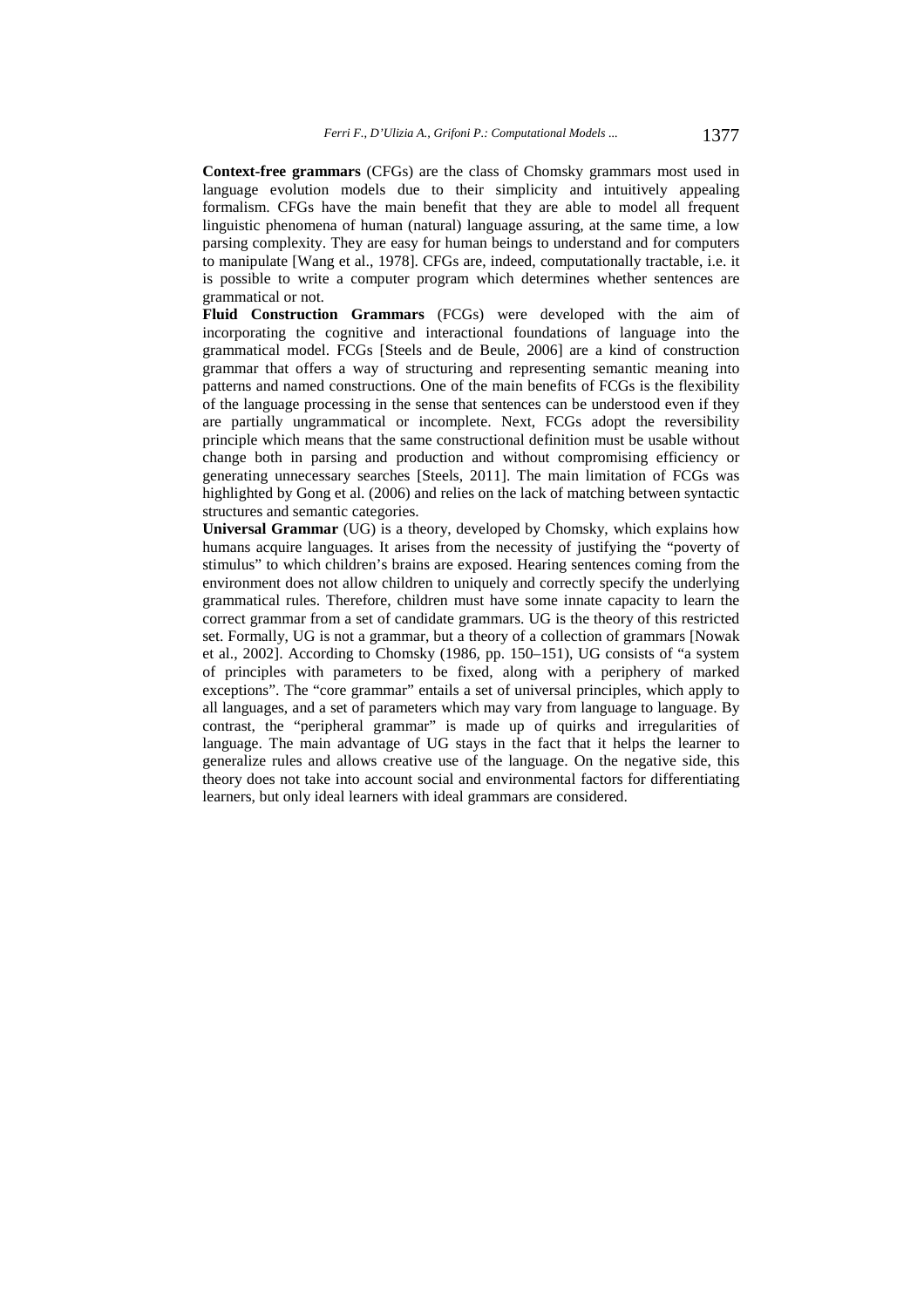**Context-free grammars** (CFGs) are the class of Chomsky grammars most used in language evolution models due to their simplicity and intuitively appealing formalism. CFGs have the main benefit that they are able to model all frequent linguistic phenomena of human (natural) language assuring, at the same time, a low parsing complexity. They are easy for human beings to understand and for computers to manipulate [Wang et al., 1978]. CFGs are, indeed, computationally tractable, i.e. it is possible to write a computer program which determines whether sentences are grammatical or not.

**Fluid Construction Grammars** (FCGs) were developed with the aim of incorporating the cognitive and interactional foundations of language into the grammatical model. FCGs [Steels and de Beule, 2006] are a kind of construction grammar that offers a way of structuring and representing semantic meaning into patterns and named constructions. One of the main benefits of FCGs is the flexibility of the language processing in the sense that sentences can be understood even if they are partially ungrammatical or incomplete. Next, FCGs adopt the reversibility principle which means that the same constructional definition must be usable without change both in parsing and production and without compromising efficiency or generating unnecessary searches [Steels, 2011]. The main limitation of FCGs was highlighted by Gong et al. (2006) and relies on the lack of matching between syntactic structures and semantic categories.

**Universal Grammar** (UG) is a theory, developed by Chomsky, which explains how humans acquire languages. It arises from the necessity of justifying the "poverty of stimulus" to which children's brains are exposed. Hearing sentences coming from the environment does not allow children to uniquely and correctly specify the underlying grammatical rules. Therefore, children must have some innate capacity to learn the correct grammar from a set of candidate grammars. UG is the theory of this restricted set. Formally, UG is not a grammar, but a theory of a collection of grammars [Nowak et al., 2002]. According to Chomsky (1986, pp. 150–151), UG consists of "a system of principles with parameters to be fixed, along with a periphery of marked exceptions". The "core grammar" entails a set of universal principles, which apply to all languages, and a set of parameters which may vary from language to language. By contrast, the "peripheral grammar" is made up of quirks and irregularities of language. The main advantage of UG stays in the fact that it helps the learner to generalize rules and allows creative use of the language. On the negative side, this theory does not take into account social and environmental factors for differentiating learners, but only ideal learners with ideal grammars are considered.